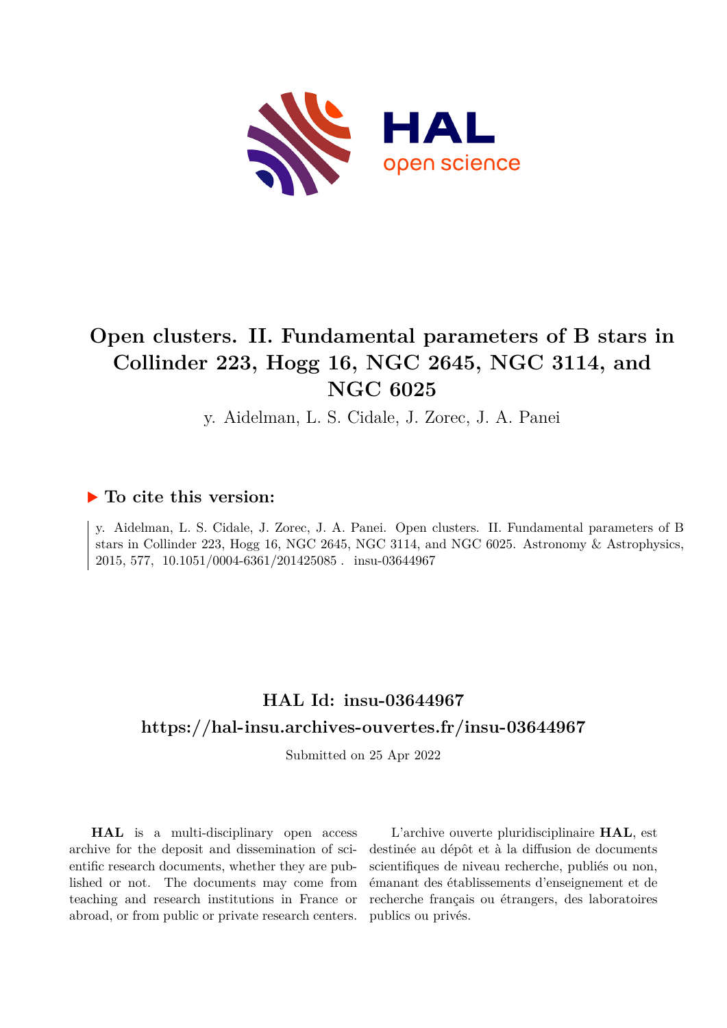# Open clusters. II. Fundamental parameters of B stars in Collinder 223, Hogg 16, NGC 2645, NGC 3114, and NGC 6025

y. Aidelman, L. S. Cidale, J. Zorec, J. A. Panei

## ▶ To cite this version:

y. Aidelman, L. S. Cidale, J. Zorec, J. A. Panei. Open clusters. II. Fundamental parameters of B stars in Collinder 223, Hogg 16, NGC 2645, NGC 3114, and NGC 6025. Astronomy & Astrophysics, 2015, 577, 10.1051/0004-6361/201425085 . insu-03644967

## HAL Id: insu-03644967

## https://hal-insu.archives-ouvertes.fr/insu-03644967

Submitted on 25 Apr 2022

**HAL** is a multi-disciplinary open access archive for the deposit and dissemination of scientific research documents, whether they are published or not. The documents may come from teaching and research institutions in France or abroad, or from public or private research centers.

L'archive ouverte pluridisciplinaire **HAL**, est destinée au dépôt et à la diffusion de documents scientifiques de niveau recherche, publiés ou non, émanant des établissements d'enseignement et de recherche français ou étrangers, des laboratoires publics ou privés.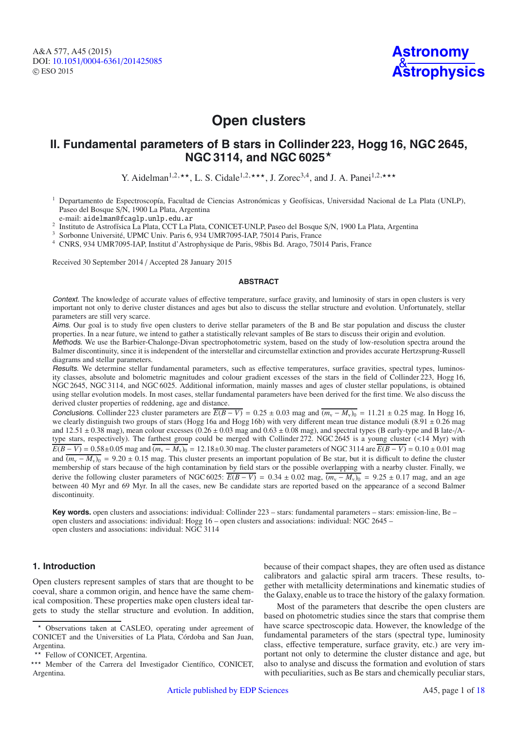# Open clusters

## II. Fundamental parameters of B stars in Collinder 223, Hogg 16, NGC 2645, NGC 3114, and NGC 6025[⋆]

Y. Aidelman[1,2,⋆⋆], L. S. Cidale[1,2,⋆⋆⋆], J. Zorec[3,4], and J. A. Panei[1,2,⋆⋆⋆]

[1] Departamento de Espectroscopía, Facultad de Ciencias Astronómicas y Geofísicas, Universidad Nacional de La Plata (UNLP), Paseo del Bosque S/N, 1900 La Plata, Argentina
e-mail: aidelman@fcaglp.unlp.edu.ar

[2] Instituto de Astrofísica La Plata, CCT La Plata, CONICET-UNLP, Paseo del Bosque S/N, 1900 La Plata, Argentina

[3] Sorbonne Université, UPMC Univ. Paris 6, 934 UMR7095-IAP, 75014 Paris, France

[4] CNRS, 934 UMR7095-IAP, Institut d'Astrophysique de Paris, 98bis Bd. Arago, 75014 Paris, France

Received 30 September 2014 / Accepted 28 January 2015

### ABSTRACT

*Context.* The knowledge of accurate values of effective temperature, surface gravity, and luminosity of stars in open clusters is very important not only to derive cluster distances and ages but also to discuss the stellar structure and evolution. Unfortunately, stellar parameters are still very scarce.

*Aims.* Our goal is to study five open clusters to derive stellar parameters of the B and Be star population and discuss the cluster properties. In a near future, we intend to gather a statistically relevant samples of Be stars to discuss their origin and evolution.

*Methods.* We use the Barbier-Chalonge-Divan spectrophotometric system, based on the study of low-resolution spectra around the Balmer discontinuity, since it is independent of the interstellar and circumstellar extinction and provides accurate Hertzsprung-Russell diagrams and stellar parameters.

*Results.* We determine stellar fundamental parameters, such as effective temperatures, surface gravities, spectral types, luminosity classes, absolute and bolometric magnitudes and colour gradient excesses of the stars in the field of Collinder 223, Hogg 16, NGC 2645, NGC 3114, and NGC 6025. Additional information, mainly masses and ages of cluster stellar populations, is obtained using stellar evolution models. In most cases, stellar fundamental parameters have been derived for the first time. We also discuss the derived cluster properties of reddening, age and distance.

*Conclusions.* Collinder 223 cluster parameters are $\overline{E(B-V)} = 0.25 \pm 0.03$ mag and $\overline{(m_\mathrm{v} - M_\mathrm{v})_0} = 11.21 \pm 0.25$ mag. In Hogg 16, we clearly distinguish two groups of stars (Hogg 16a and Hogg 16b) with very different mean true distance moduli ($8.91 \pm 0.26$ mag and $12.51 \pm 0.38$ mag), mean colour excesses ($0.26 \pm 0.03$ mag and $0.63 \pm 0.08$ mag), and spectral types (B early-type and B late-/A-type stars, respectively). The farthest group could be merged with Collinder 272. NGC 2645 is a young cluster (<14 Myr) with $\overline{E(B-V)} = 0.58 \pm 0.05$ mag and $\overline{(m_\mathrm{v} - M_\mathrm{v})_0} = 12.18 \pm 0.30$ mag. The cluster parameters of NGC 3114 are $\overline{E(B-V)} = 0.10 \pm 0.01$ mag and $\overline{(m_\mathrm{v} - M_\mathrm{v})_0} = 9.20 \pm 0.15$ mag. This cluster presents an important population of Be star, but it is difficult to define the cluster membership of stars because of the high contamination by field stars or the possible overlapping with a nearby cluster. Finally, we derive the following cluster parameters of NGC 6025: $\overline{E(B-V)} = 0.34 \pm 0.02$ mag, $\overline{(m_\mathrm{v} - M_\mathrm{v})_0} = 9.25 \pm 0.17$ mag, and an age between 40 Myr and 69 Myr. In all the cases, new Be candidate stars are reported based on the appearance of a second Balmer discontinuity.

**Key words.** open clusters and associations: individual: Collinder 223 – stars: fundamental parameters – stars: emission-line, Be – open clusters and associations: individual: Hogg 16 – open clusters and associations: individual: NGC 2645 – open clusters and associations: individual: NGC 3114

## 1. Introduction

Open clusters represent samples of stars that are thought to be coeval, share a common origin, and hence have the same chemical composition. These properties make open clusters ideal targets to study the stellar structure and evolution. In addition, because of their compact shapes, they are often used as distance calibrators and galactic spiral arm tracers. These results, together with metallicity determinations and kinematic studies of the Galaxy, enable us to trace the history of the galaxy formation.

Most of the parameters that describe the open clusters are based on photometric studies since the stars that comprise them have scarce spectroscopic data. However, the knowledge of the fundamental parameters of the stars (spectral type, luminosity class, effective temperature, surface gravity, etc.) are very important not only to determine the cluster distance and age, but also to analyse and discuss the formation and evolution of stars with peculiarities, such as Be stars and chemically peculiar stars,

[⋆] Observations taken at CASLEO, operating under agreement of CONICET and the Universities of La Plata, Córdoba and San Juan, Argentina.

[⋆⋆] Fellow of CONICET, Argentina.

[⋆⋆⋆] Member of the Carrera del Investigador Científico, CONICET, Argentina.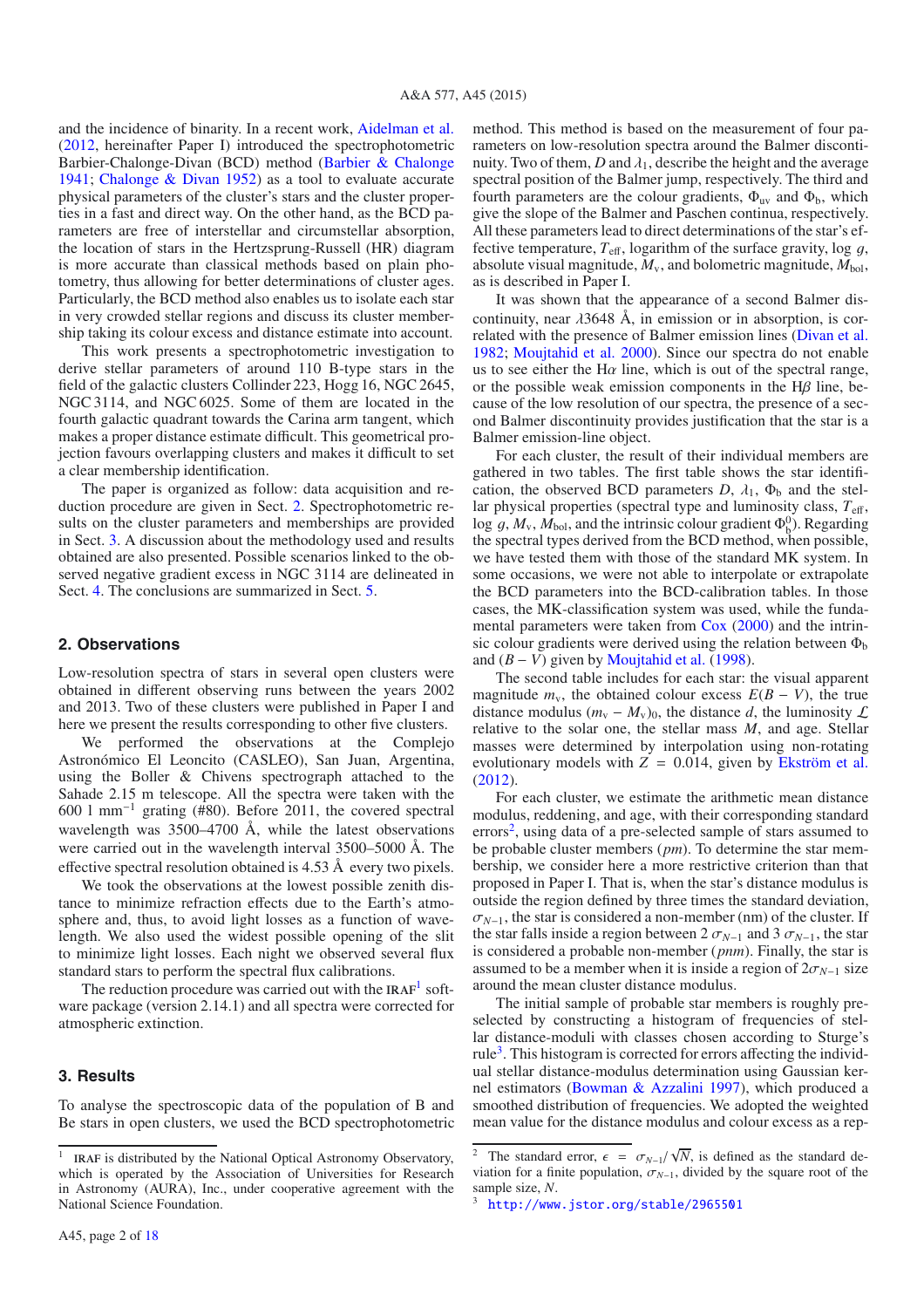and the incidence of binarity. In a recent work, Aidelman et al. (2012, hereinafter Paper I) introduced the spectrophotometric Barbier-Chalonge-Divan (BCD) method (Barbier & Chalonge 1941; Chalonge & Divan 1952) as a tool to evaluate accurate physical parameters of the cluster's stars and the cluster properties in a fast and direct way. On the other hand, as the BCD parameters are free of interstellar and circumstellar absorption, the location of stars in the Hertzsprung-Russell (HR) diagram is more accurate than classical methods based on plain photometry, thus allowing for better determinations of cluster ages. Particularly, the BCD method also enables us to isolate each star in very crowded stellar regions and discuss its cluster membership taking its colour excess and distance estimate into account.

This work presents a spectrophotometric investigation to derive stellar parameters of around 110 B-type stars in the field of the galactic clusters Collinder 223, Hogg 16, NGC 2645, NGC 3114, and NGC 6025. Some of them are located in the fourth galactic quadrant towards the Carina arm tangent, which makes a proper distance estimate difficult. This geometrical projection favours overlapping clusters and makes it difficult to set a clear membership identification.

The paper is organized as follow: data acquisition and reduction procedure are given in Sect. 2. Spectrophotometric results on the cluster parameters and memberships are provided in Sect. 3. A discussion about the methodology used and results obtained are also presented. Possible scenarios linked to the observed negative gradient excess in NGC 3114 are delineated in Sect. 4. The conclusions are summarized in Sect. 5.

## 2. Observations

Low-resolution spectra of stars in several open clusters were obtained in different observing runs between the years 2002 and 2013. Two of these clusters were published in Paper I and here we present the results corresponding to other five clusters.

We performed the observations at the Complejo Astronómico El Leoncito (CASLEO), San Juan, Argentina, using the Boller & Chivens spectrograph attached to the Sahade 2.15 m telescope. All the spectra were taken with the 600 l mm$^{-1}$ grating (#80). Before 2011, the covered spectral wavelength was 3500–4700 Å, while the latest observations were carried out in the wavelength interval 3500–5000 Å. The effective spectral resolution obtained is 4.53 Å every two pixels.

We took the observations at the lowest possible zenith distance to minimize refraction effects due to the Earth's atmosphere and, thus, to avoid light losses as a function of wavelength. We also used the widest possible opening of the slit to minimize light losses. Each night we observed several flux standard stars to perform the spectral flux calibrations.

The reduction procedure was carried out with the IRAF[1] software package (version 2.14.1) and all spectra were corrected for atmospheric extinction.

## 3. Results

To analyse the spectroscopic data of the population of B and Be stars in open clusters, we used the BCD spectrophotometric method. This method is based on the measurement of four parameters on low-resolution spectra around the Balmer discontinuity. Two of them, $D$ and $\lambda_1$, describe the height and the average spectral position of the Balmer jump, respectively. The third and fourth parameters are the colour gradients, $\Phi_{\rm uv}$ and $\Phi_{\rm b}$, which give the slope of the Balmer and Paschen continua, respectively. All these parameters lead to direct determinations of the star's effective temperature, $T_{\rm eff}$, logarithm of the surface gravity, $\log g$, absolute visual magnitude, $M_{\rm v}$, and bolometric magnitude, $M_{\rm bol}$, as is described in Paper I.

It was shown that the appearance of a second Balmer discontinuity, near $\lambda$3648 Å, in emission or in absorption, is correlated with the presence of Balmer emission lines (Divan et al. 1982; Moujtahid et al. 2000). Since our spectra do not enable us to see either the H$\alpha$ line, which is out of the spectral range, or the possible weak emission components in the H$\beta$ line, because of the low resolution of our spectra, the presence of a second Balmer discontinuity provides justification that the star is a Balmer emission-line object.

For each cluster, the result of their individual members are gathered in two tables. The first table shows the star identification, the observed BCD parameters $D$, $\lambda_1$, $\Phi_{\rm b}$ and the stellar physical properties (spectral type and luminosity class, $T_{\rm eff}$, $\log g$, $M_{\rm v}$, $M_{\rm bol}$, and the intrinsic colour gradient $\Phi^0_{\rm b}$). Regarding the spectral types derived from the BCD method, when possible, we have tested them with those of the standard MK system. In some occasions, we were not able to interpolate or extrapolate the BCD parameters into the BCD-calibration tables. In those cases, the MK-classification system was used, while the fundamental parameters were taken from Cox (2000) and the intrinsic colour gradients were derived using the relation between $\Phi_{\rm b}$ and $(B-V)$ given by Moujtahid et al. (1998).

The second table includes for each star: the visual apparent magnitude $m_{\rm v}$, the obtained colour excess $E(B-V)$, the true distance modulus $(m_{\rm v}-M_{\rm v})_0$, the distance $d$, the luminosity $\mathcal{L}$ relative to the solar one, the stellar mass $M$, and age. Stellar masses were determined by interpolation using non-rotating evolutionary models with $Z = 0.014$, given by Ekström et al. (2012).

For each cluster, we estimate the arithmetic mean distance modulus, reddening, and age, with their corresponding standard errors[2], using data of a pre-selected sample of stars assumed to be probable cluster members (*pm*). To determine the star membership, we consider here a more restrictive criterion than that proposed in Paper I. That is, when the star's distance modulus is outside the region defined by three times the standard deviation, $\sigma_{N-1}$, the star is considered a non-member (nm) of the cluster. If the star falls inside a region between 2 $\sigma_{N-1}$ and 3 $\sigma_{N-1}$, the star is considered a probable non-member (*pnm*). Finally, the star is assumed to be a member when it is inside a region of $2\sigma_{N-1}$ size around the mean cluster distance modulus.

The initial sample of probable star members is roughly preselected by constructing a histogram of frequencies of stellar distance-moduli with classes chosen according to Sturge's rule[3]. This histogram is corrected for errors affecting the individual stellar distance-modulus determination using Gaussian kernel estimators (Bowman & Azzalini 1997), which produced a smoothed distribution of frequencies. We adopted the weighted mean value for the distance modulus and colour excess as a rep-

[1] IRAF is distributed by the National Optical Astronomy Observatory, which is operated by the Association of Universities for Research in Astronomy (AURA), Inc., under cooperative agreement with the National Science Foundation.

[2] The standard error, $\epsilon = \sigma_{N-1}/\sqrt{N}$, is defined as the standard deviation for a finite population, $\sigma_{N-1}$, divided by the square root of the sample size, $N$.

[3] http://www.jstor.org/stable/2965501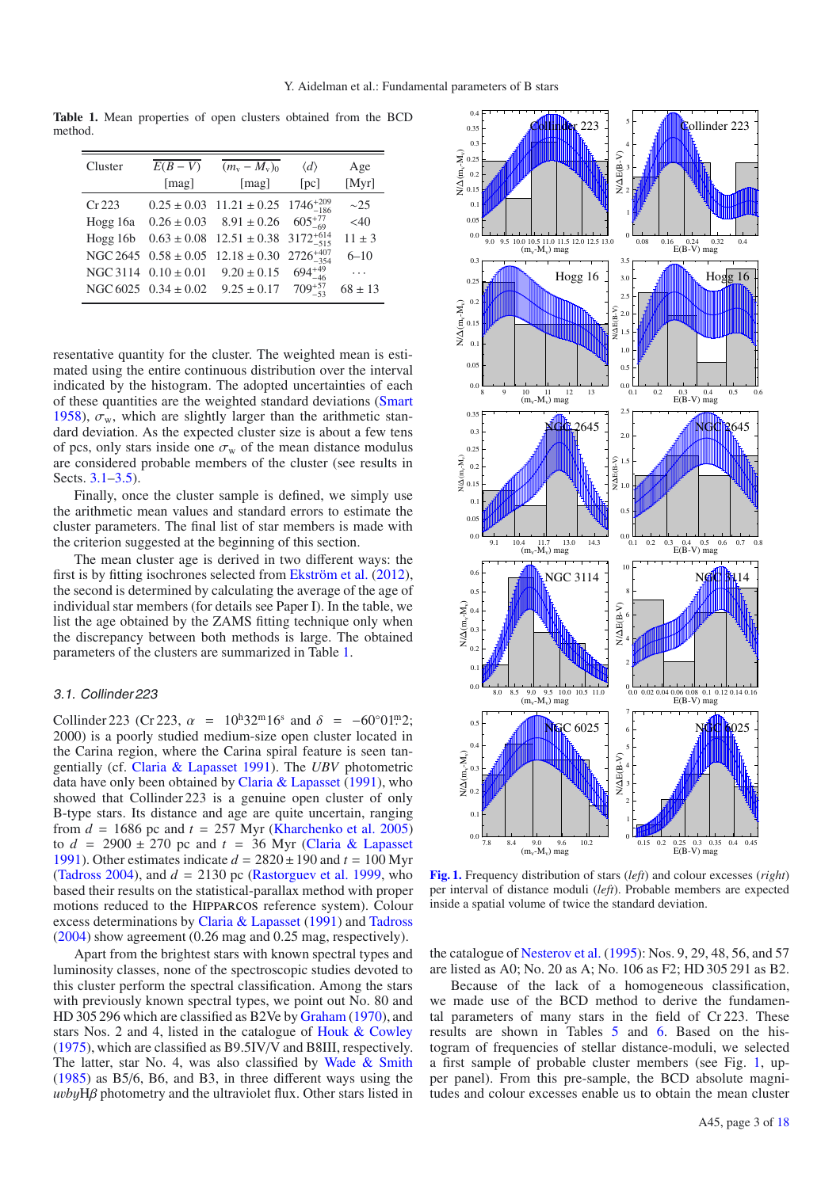**Table 1.** Mean properties of open clusters obtained from the BCD method.

| Cluster | $\overline{E(B-V)}$ [mag] | $\overline{(m_v - M_v)_0}$ [mag] | $\langle d \rangle$ [pc] | Age [Myr] |
|---|---|---|---|---|
| Cr 223 | $0.25 \pm 0.03$ | $11.21 \pm 0.25$ | $1746^{+209}_{-186}$ | ∼25 |
| Hogg 16a | $0.26 \pm 0.03$ | $8.91 \pm 0.26$ | $605^{+77}_{-69}$ | <40 |
| Hogg 16b | $0.63 \pm 0.08$ | $12.51 \pm 0.38$ | $3172^{+614}_{-515}$ | $11 \pm 3$ |
| NGC 2645 | $0.58 \pm 0.05$ | $12.18 \pm 0.30$ | $2726^{+407}_{-354}$ | 6–10 |
| NGC 3114 | $0.10 \pm 0.01$ | $9.20 \pm 0.15$ | $694^{+49}_{-46}$ | … |
| NGC 6025 | $0.34 \pm 0.02$ | $9.25 \pm 0.17$ | $709^{+57}_{-53}$ | $68 \pm 13$ |

resentative quantity for the cluster. The weighted mean is estimated using the entire continuous distribution over the interval indicated by the histogram. The adopted uncertainties of each of these quantities are the weighted standard deviations (Smart 1958), $\sigma_w$, which are slightly larger than the arithmetic standard deviation. As the expected cluster size is about a few tens of pcs, only stars inside one $\sigma_w$ of the mean distance modulus are considered probable members of the cluster (see results in Sects. 3.1–3.5).

Finally, once the cluster sample is defined, we simply use the arithmetic mean values and standard errors to estimate the cluster parameters. The final list of star members is made with the criterion suggested at the beginning of this section.

The mean cluster age is derived in two different ways: the first is by fitting isochrones selected from Ekström et al. (2012), the second is determined by calculating the average of the age of individual star members (for details see Paper I). In the table, we list the age obtained by the ZAMS fitting technique only when the discrepancy between both methods is large. The obtained parameters of the clusters are summarized in Table 1.

### 3.1. Collinder 223

Collinder 223 (Cr 223, $\alpha = 10^h32^m16^s$ and $\delta = -60°01.^m2$; 2000) is a poorly studied medium-size open cluster located in the Carina region, where the Carina spiral feature is seen tangentially (cf. Claria & Lapasset 1991). The *UBV* photometric data have only been obtained by Claria & Lapasset (1991), who showed that Collinder 223 is a genuine open cluster of only B-type stars. Its distance and age are quite uncertain, ranging from $d = 1686$ pc and $t = 257$ Myr (Kharchenko et al. 2005) to $d = 2900 \pm 270$ pc and $t = 36$ Myr (Claria & Lapasset 1991). Other estimates indicate $d = 2820 \pm 190$ and $t = 100$ Myr (Tadross 2004), and $d = 2130$ pc (Rastorguev et al. 1999, who based their results on the statistical-parallax method with proper motions reduced to the HIPPARCOS reference system). Colour excess determinations by Claria & Lapasset (1991) and Tadross (2004) show agreement (0.26 mag and 0.25 mag, respectively).

Apart from the brightest stars with known spectral types and luminosity classes, none of the spectroscopic studies devoted to this cluster perform the spectral classification. Among the stars with previously known spectral types, we point out No. 80 and HD 305 296 which are classified as B2Ve by Graham (1970), and stars Nos. 2 and 4, listed in the catalogue of Houk & Cowley (1975), which are classified as B9.5IV/V and B8III, respectively. The latter, star No. 4, was also classified by Wade & Smith (1985) as B5/6, B6, and B3, in three different ways using the *uvby*H$\beta$ photometry and the ultraviolet flux. Other stars listed in the catalogue of Nesterov et al. (1995): Nos. 9, 29, 48, 56, and 57 are listed as A0; No. 20 as A; No. 106 as F2; HD 305 291 as B2.

Because of the lack of a homogeneous classification, we made use of the BCD method to derive the fundamental parameters of many stars in the field of Cr 223. These results are shown in Tables 5 and 6. Based on the histogram of frequencies of stellar distance-moduli, we selected a first sample of probable cluster members (see Fig. 1, upper panel). From this pre-sample, the BCD absolute magnitudes and colour excesses enable us to obtain the mean cluster

**Fig. 1.** Frequency distribution of stars (*left*) and colour excesses (*right*) per interval of distance moduli (*left*). Probable members are expected inside a spatial volume of twice the standard deviation.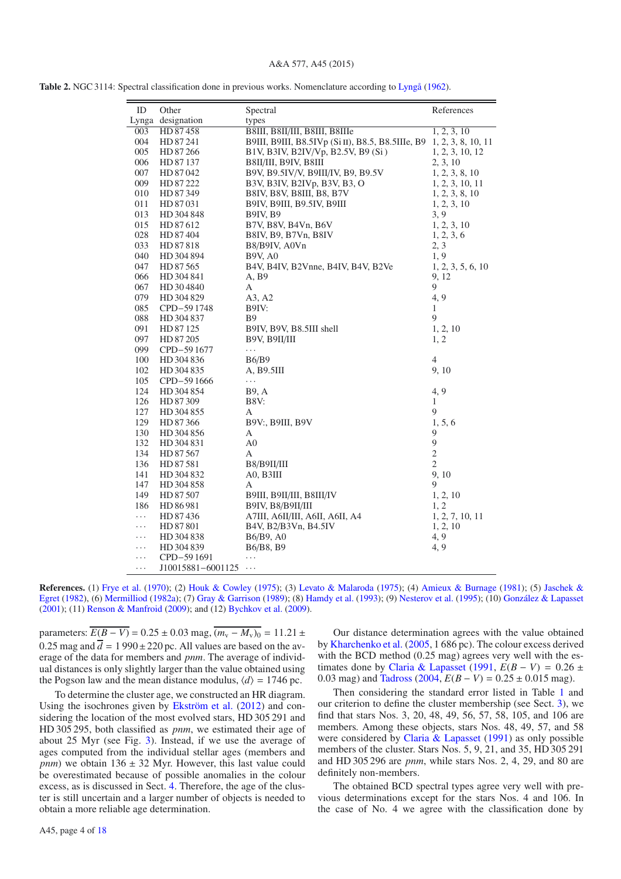**Table 2.** NGC 3114: Spectral classification done in previous works. Nomenclature according to Lyngå (1962).

| ID Lynga | Other designation | Spectral types | References |
|---|---|---|---|
| 003 | HD 87 458 | B8III, B8II/III, B8III, B8IIIe | 1, 2, 3, 10 |
| 004 | HD 87 241 | B9III, B9III, B8.5IVp (Si II), B8.5, B8.5IIIe, B9 | 1, 2, 3, 8, 10, 11 |
| 005 | HD 87 266 | B1V, B3IV, B2IV/Vp, B2.5V, B9 (Si ) | 1, 2, 3, 10, 12 |
| 006 | HD 87 137 | B8II/III, B9IV, B8III | 2, 3, 10 |
| 007 | HD 87 042 | B9V, B9.5IV/V, B9III/IV, B9, B9.5V | 1, 2, 3, 8, 10 |
| 009 | HD 87 222 | B3V, B3IV, B2IVp, B3V, B3, O | 1, 2, 3, 10, 11 |
| 010 | HD 87 349 | B8IV, B8V, B8III, B8, B7V | 1, 2, 3, 8, 10 |
| 011 | HD 87 031 | B9IV, B9III, B9.5IV, B9III | 1, 2, 3, 10 |
| 013 | HD 304 848 | B9IV, B9 | 3, 9 |
| 015 | HD 87 612 | B7V, B8V, B4Vn, B6V | 1, 2, 3, 10 |
| 028 | HD 87 404 | B8IV, B9, B7Vn, B8IV | 1, 2, 3, 6 |
| 033 | HD 87 818 | B8/B9IV, A0Vn | 2, 3 |
| 040 | HD 304 894 | B9V, A0 | 1, 9 |
| 047 | HD 87 565 | B4V, B4IV, B2Vnne, B4IV, B4V, B2Ve | 1, 2, 3, 5, 6, 10 |
| 066 | HD 304 841 | A, B9 | 9, 12 |
| 067 | HD 30 4840 | A | 9 |
| 079 | HD 304 829 | A3, A2 | 4, 9 |
| 085 | CPD−59 1748 | B9IV: | 1 |
| 088 | HD 304 837 | B9 | 9 |
| 091 | HD 87 125 | B9IV, B9V, B8.5III shell | 1, 2, 10 |
| 097 | HD 87 205 | B9V, B9II/III | 1, 2 |
| 099 | CPD−59 1677 | ... | |
| 100 | HD 304 836 | B6/B9 | 4 |
| 102 | HD 304 835 | A, B9.5III | 9, 10 |
| 105 | CPD−59 1666 | ... | |
| 124 | HD 304 854 | B9, A | 4, 9 |
| 126 | HD 87 309 | B8V: | 1 |
| 127 | HD 304 855 | A | 9 |
| 129 | HD 87 366 | B9V:, B9III, B9V | 1, 5, 6 |
| 130 | HD 304 856 | A | 9 |
| 132 | HD 304 831 | A0 | 9 |
| 134 | HD 87 567 | A | 2 |
| 136 | HD 87 581 | B8/B9II/III | 2 |
| 141 | HD 304 832 | A0, B3III | 9, 10 |
| 147 | HD 304 858 | A | 9 |
| 149 | HD 87 507 | B9III, B9II/III, B8III/IV | 1, 2, 10 |
| 186 | HD 86 981 | B9IV, B8/B9II/III | 1, 2 |
| ... | HD 87 436 | A7III, A6II/III, A6II, A6II, A4 | 1, 2, 7, 10, 11 |
| ... | HD 87 801 | B4V, B2/B3Vn, B4.5IV | 1, 2, 10 |
| ... | HD 304 838 | B6/B9, A0 | 4, 9 |
| ... | HD 304 839 | B6/B8, B9 | 4, 9 |
| ... | CPD−59 1691 | ... | |
| ... | J10015881−6001125 | ... | |

**References.** (1) Frye et al. (1970); (2) Houk & Cowley (1975); (3) Levato & Malaroda (1975); (4) Amieux & Burnage (1981); (5) Jaschek & Egret (1982), (6) Mermilliod (1982a); (7) Gray & Garrison (1989); (8) Hamdy et al. (1993); (9) Nesterov et al. (1995); (10) González & Lapasset (2001); (11) Renson & Manfroid (2009); and (12) Bychkov et al. (2009).

parameters: $\overline{E(B-V)} = 0.25 \pm 0.03$ mag, $\overline{(m_v - M_v)_0} = 11.21 \pm 0.25$ mag and $\overline{d} = 1\,990 \pm 220$ pc. All values are based on the average of the data for members and *pnm*. The average of individual distances is only slightly larger than the value obtained using the Pogson law and the mean distance modulus, $\langle d \rangle = 1746$ pc.

To determine the cluster age, we constructed an HR diagram. Using the isochrones given by Ekström et al. (2012) and considering the location of the most evolved stars, HD 305 291 and HD 305 295, both classified as *pnm*, we estimated their age of about 25 Myr (see Fig. 3). Instead, if we use the average of ages computed from the individual stellar ages (members and *pnm*) we obtain 136 ± 32 Myr. However, this last value could be overestimated because of possible anomalies in the colour excess, as is discussed in Sect. 4. Therefore, the age of the cluster is still uncertain and a larger number of objects is needed to obtain a more reliable age determination.

Our distance determination agrees with the value obtained by Kharchenko et al. (2005, 1 686 pc). The colour excess derived with the BCD method (0.25 mag) agrees very well with the estimates done by Claria & Lapasset (1991, $E(B-V) = 0.26 \pm 0.03$ mag) and Tadross (2004, $E(B-V) = 0.25 \pm 0.015$ mag).

Then considering the standard error listed in Table 1 and our criterion to define the cluster membership (see Sect. 3), we find that stars Nos. 3, 20, 48, 49, 56, 57, 58, 105, and 106 are members. Among these objects, stars Nos. 48, 49, 57, and 58 were considered by Claria & Lapasset (1991) as only possible members of the cluster. Stars Nos. 5, 9, 21, and 35, HD 305 291 and HD 305 296 are *pnm*, while stars Nos. 2, 4, 29, and 80 are definitely non-members.

The obtained BCD spectral types agree very well with previous determinations except for the stars Nos. 4 and 106. In the case of No. 4 we agree with the classification done by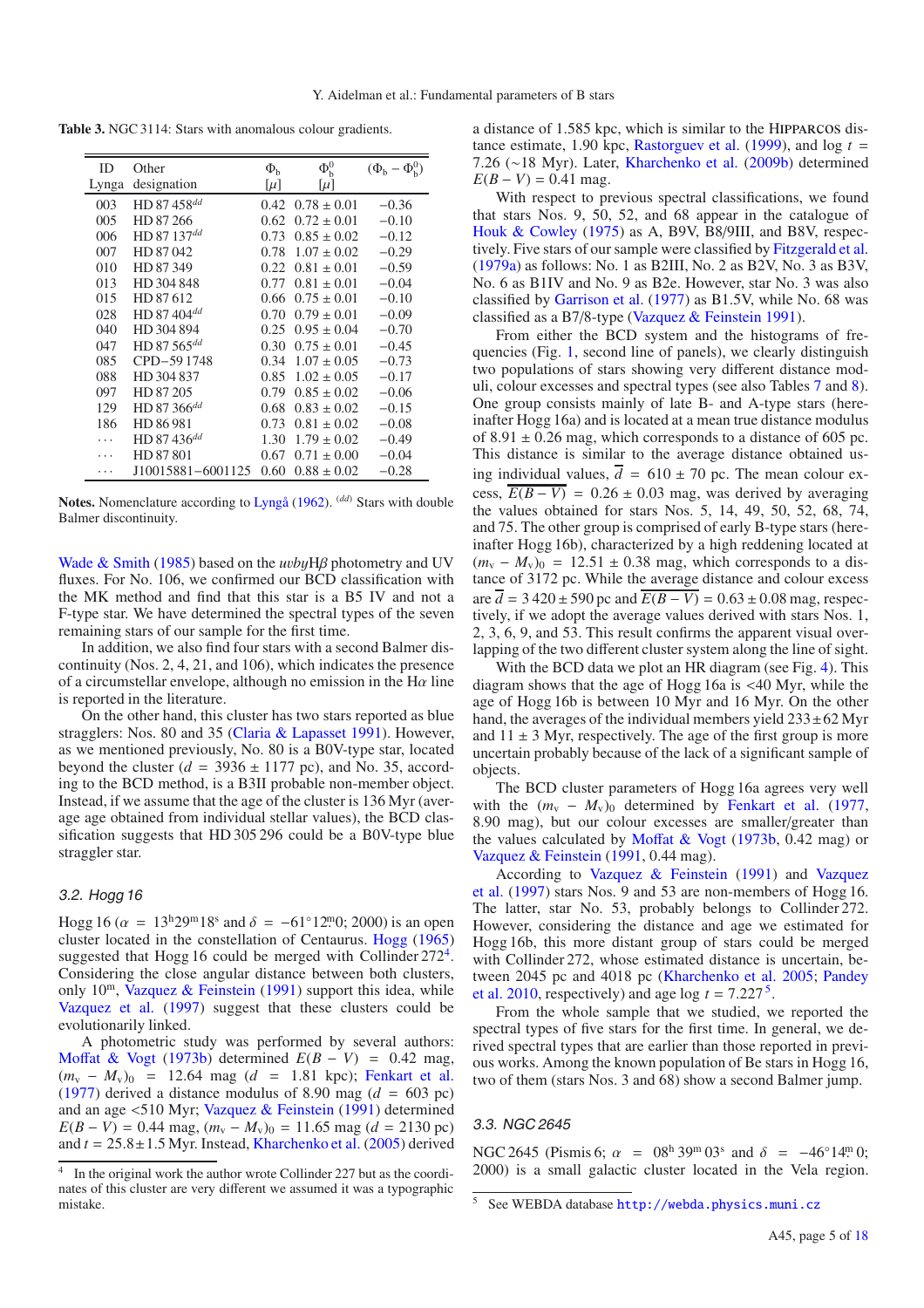**Table 3.** NGC 3114: Stars with anomalous colour gradients.

| ID Lynga | Other designation | $\Phi_b$ [$\mu$] | $\Phi_b^0$ [$\mu$] | $(\Phi_b - \Phi_b^0)$ |
|---|---|---|---|---|
| 003 | HD 87 458[dd] | 0.42 | 0.78 ± 0.01 | −0.36 |
| 005 | HD 87 266 | 0.62 | 0.72 ± 0.01 | −0.10 |
| 006 | HD 87 137[dd] | 0.73 | 0.85 ± 0.02 | −0.12 |
| 007 | HD 87 042 | 0.78 | 1.07 ± 0.02 | −0.29 |
| 010 | HD 87 349 | 0.22 | 0.81 ± 0.01 | −0.59 |
| 013 | HD 304 848 | 0.77 | 0.81 ± 0.01 | −0.04 |
| 015 | HD 87 612 | 0.66 | 0.75 ± 0.01 | −0.10 |
| 028 | HD 87 404[dd] | 0.70 | 0.79 ± 0.01 | −0.09 |
| 040 | HD 304 894 | 0.25 | 0.95 ± 0.04 | −0.70 |
| 047 | HD 87 565[dd] | 0.30 | 0.75 ± 0.01 | −0.45 |
| 085 | CPD−59 1748 | 0.34 | 1.07 ± 0.05 | −0.73 |
| 088 | HD 304 837 | 0.85 | 1.02 ± 0.05 | −0.17 |
| 097 | HD 87 205 | 0.79 | 0.85 ± 0.02 | −0.06 |
| 129 | HD 87 366[dd] | 0.68 | 0.83 ± 0.02 | −0.15 |
| 186 | HD 86 981 | 0.73 | 0.81 ± 0.02 | −0.08 |
| ... | HD 87 436[dd] | 1.30 | 1.79 ± 0.02 | −0.49 |
| ... | HD 87 801 | 0.67 | 0.71 ± 0.00 | −0.04 |
| ... | J10015881−6001125 | 0.60 | 0.88 ± 0.02 | −0.28 |

**Notes.** Nomenclature according to Lyngå (1962). [(dd)] Stars with double Balmer discontinuity.

Wade & Smith (1985) based on the *uvby*H$\beta$ photometry and UV fluxes. For No. 106, we confirmed our BCD classification with the MK method and find that this star is a B5 IV and not a F-type star. We have determined the spectral types of the seven remaining stars of our sample for the first time.

In addition, we also find four stars with a second Balmer discontinuity (Nos. 2, 4, 21, and 106), which indicates the presence of a circumstellar envelope, although no emission in the H$\alpha$ line is reported in the literature.

On the other hand, this cluster has two stars reported as blue stragglers: Nos. 80 and 35 (Claria & Lapasset 1991). However, as we mentioned previously, No. 80 is a B0V-type star, located beyond the cluster ($d$ = 3936 ± 1177 pc), and No. 35, according to the BCD method, is a B3II probable non-member object. Instead, if we assume that the age of the cluster is 136 Myr (average age obtained from individual stellar values), the BCD classification suggests that HD 305 296 could be a B0V-type blue straggler star.

### 3.2. Hogg 16

Hogg 16 ($\alpha$ = 13$^h$29$^m$18$^s$ and $\delta$ = −61°12$'$.0; 2000) is an open cluster located in the constellation of Centaurus. Hogg (1965) suggested that Hogg 16 could be merged with Collinder 272[4]. Considering the close angular distance between both clusters, only 10$^m$, Vazquez & Feinstein (1991) support this idea, while Vazquez et al. (1997) suggest that these clusters could be evolutionarily linked.

A photometric study was performed by several authors: Moffat & Vogt (1973b) determined $E(B-V)$ = 0.42 mag, $(m_v - M_v)_0$ = 12.64 mag ($d$ = 1.81 kpc); Fenkart et al. (1977) derived a distance modulus of 8.90 mag ($d$ = 603 pc) and an age <510 Myr; Vazquez & Feinstein (1991) determined $E(B-V)$ = 0.44 mag, $(m_v - M_v)_0$ = 11.65 mag ($d$ = 2130 pc) and $t$ = 25.8 ± 1.5 Myr. Instead, Kharchenko et al. (2005) derived a distance of 1.585 kpc, which is similar to the HIPPARCOS distance estimate, 1.90 kpc, Rastorguev et al. (1999), and log $t$ = 7.26 (∼18 Myr). Later, Kharchenko et al. (2009b) determined $E(B-V)$ = 0.41 mag.

With respect to previous spectral classifications, we found that stars Nos. 9, 50, 52, and 68 appear in the catalogue of Houk & Cowley (1975) as A, B9V, B8/9III, and B8V, respectively. Five stars of our sample were classified by Fitzgerald et al. (1979a) as follows: No. 1 as B2III, No. 2 as B2V, No. 3 as B3V, No. 6 as B1IV and No. 9 as B2e. However, star No. 3 was also classified by Garrison et al. (1977) as B1.5V, while No. 68 was classified as a B7/8-type (Vazquez & Feinstein 1991).

From either the BCD system and the histograms of frequencies (Fig. 1, second line of panels), we clearly distinguish two populations of stars showing very different distance moduli, colour excesses and spectral types (see also Tables 7 and 8). One group consists mainly of late B- and A-type stars (hereinafter Hogg 16a) and is located at a mean true distance modulus of 8.91 ± 0.26 mag, which corresponds to a distance of 605 pc. This distance is similar to the average distance obtained using individual values, $\overline{d}$ = 610 ± 70 pc. The mean colour excess, $\overline{E(B-V)}$ = 0.26 ± 0.03 mag, was derived by averaging the values obtained for stars Nos. 5, 14, 49, 50, 52, 68, 74, and 75. The other group is comprised of early B-type stars (hereinafter Hogg 16b), characterized by a high reddening located at $(m_v - M_v)_0$ = 12.51 ± 0.38 mag, which corresponds to a distance of 3172 pc. While the average distance and colour excess are $\overline{d}$ = 3 420 ± 590 pc and $\overline{E(B-V)}$ = 0.63 ± 0.08 mag, respectively, if we adopt the average values derived with stars Nos. 1, 2, 3, 6, 9, and 53. This result confirms the apparent visual overlapping of the two different cluster system along the line of sight.

With the BCD data we plot an HR diagram (see Fig. 4). This diagram shows that the age of Hogg 16a is <40 Myr, while the age of Hogg 16b is between 10 Myr and 16 Myr. On the other hand, the averages of the individual members yield 233 ± 62 Myr and 11 ± 3 Myr, respectively. The age of the first group is more uncertain probably because of the lack of a significant sample of objects.

The BCD cluster parameters of Hogg 16a agrees very well with the $(m_v - M_v)_0$ determined by Fenkart et al. (1977, 8.90 mag), but our colour excesses are smaller/greater than the values calculated by Moffat & Vogt (1973b, 0.42 mag) or Vazquez & Feinstein (1991, 0.44 mag).

According to Vazquez & Feinstein (1991) and Vazquez et al. (1997) stars Nos. 9 and 53 are non-members of Hogg 16. The latter, star No. 53, probably belongs to Collinder 272. However, considering the distance and age we estimated for Hogg 16b, this more distant group of stars could be merged with Collinder 272, whose estimated distance is uncertain, between 2045 pc and 4018 pc (Kharchenko et al. 2005; Pandey et al. 2010, respectively) and age log $t$ = 7.227[5].

From the whole sample that we studied, we reported the spectral types of five stars for the first time. In general, we derived spectral types that are earlier than those reported in previous works. Among the known population of Be stars in Hogg 16, two of them (stars Nos. 3 and 68) show a second Balmer jump.

### 3.3. NGC 2645

NGC 2645 (Pismis 6; $\alpha$ = 08$^h$ 39$^m$ 03$^s$ and $\delta$ = −46°14$'$.0; 2000) is a small galactic cluster located in the Vela region.

[4] In the original work the author wrote Collinder 227 but as the coordinates of this cluster are very different we assumed it was a typographic mistake.

[5] See WEBDA database http://webda.physics.muni.cz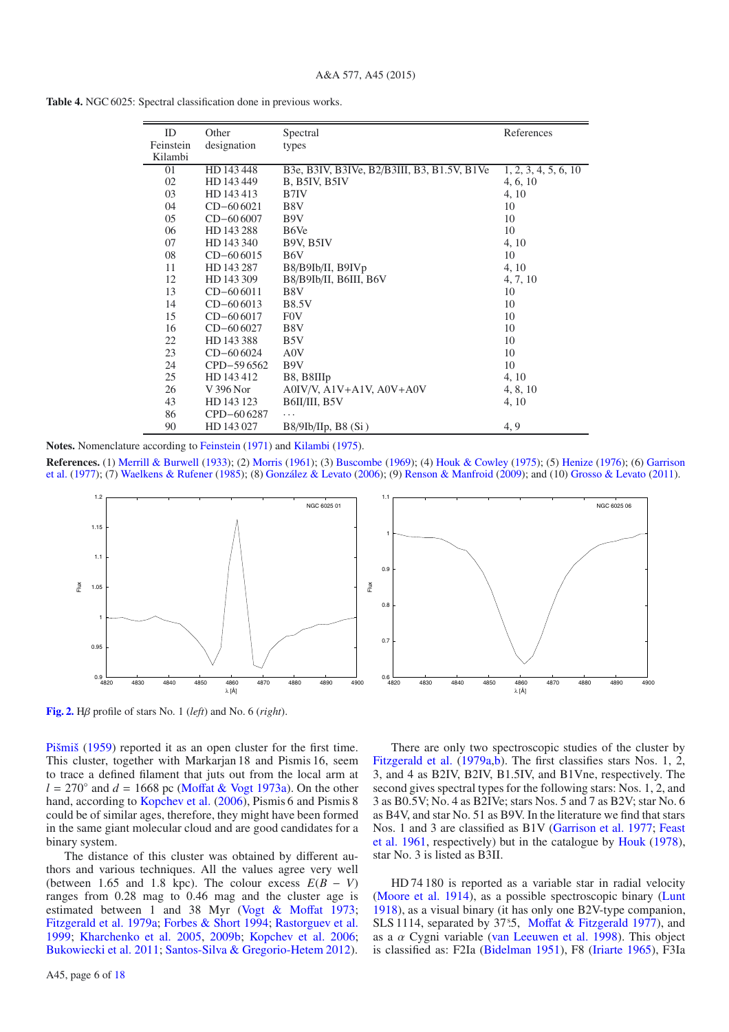**Table 4.** NGC 6025: Spectral classification done in previous works.

| ID Feinstein Kilambi | Other designation | Spectral types | References |
|---|---|---|---|
| 01 | HD 143 448 | B3e, B3IV, B3IVe, B2/B3III, B3, B1.5V, B1Ve | 1, 2, 3, 4, 5, 6, 10 |
| 02 | HD 143 449 | B, B5IV, B5IV | 4, 6, 10 |
| 03 | HD 143 413 | B7IV | 4, 10 |
| 04 | CD−60 6021 | B8V | 10 |
| 05 | CD−60 6007 | B9V | 10 |
| 06 | HD 143 288 | B6Ve | 10 |
| 07 | HD 143 340 | B9V, B5IV | 4, 10 |
| 08 | CD−60 6015 | B6V | 10 |
| 11 | HD 143 287 | B8/B9Ib/II, B9IVp | 4, 10 |
| 12 | HD 143 309 | B8/B9Ib/II, B6III, B6V | 4, 7, 10 |
| 13 | CD−60 6011 | B8V | 10 |
| 14 | CD−60 6013 | B8.5V | 10 |
| 15 | CD−60 6017 | F0V | 10 |
| 16 | CD−60 6027 | B8V | 10 |
| 22 | HD 143 388 | B5V | 10 |
| 23 | CD−60 6024 | A0V | 10 |
| 24 | CPD−59 6562 | B9V | 10 |
| 25 | HD 143 412 | B8, B8IIIp | 4, 10 |
| 26 | V 396 Nor | A0IV/V, A1V+A1V, A0V+A0V | 4, 8, 10 |
| 43 | HD 143 123 | B6II/III, B5V | 4, 10 |
| 86 | CPD−60 6287 | ··· | |
| 90 | HD 143 027 | B8/9Ib/IIp, B8 (Si ) | 4, 9 |

**Notes.** Nomenclature according to Feinstein (1971) and Kilambi (1975).

**References.** (1) Merrill & Burwell (1933); (2) Morris (1961); (3) Buscombe (1969); (4) Houk & Cowley (1975); (5) Henize (1976); (6) Garrison et al. (1977); (7) Waelkens & Rufener (1985); (8) González & Levato (2006); (9) Renson & Manfroid (2009); and (10) Grosso & Levato (2011).

**Fig. 2.** H$\beta$ profile of stars No. 1 (*left*) and No. 6 (*right*).

Pišmiš (1959) reported it as an open cluster for the first time. This cluster, together with Markarjan 18 and Pismis 16, seem to trace a defined filament that juts out from the local arm at $l = 270°$ and $d = 1668$ pc (Moffat & Vogt 1973a). On the other hand, according to Kopchev et al. (2006), Pismis 6 and Pismis 8 could be of similar ages, therefore, they might have been formed in the same giant molecular cloud and are good candidates for a binary system.

The distance of this cluster was obtained by different authors and various techniques. All the values agree very well (between 1.65 and 1.8 kpc). The colour excess $E(B-V)$ ranges from 0.28 mag to 0.46 mag and the cluster age is estimated between 1 and 38 Myr (Vogt & Moffat 1973; Fitzgerald et al. 1979a; Forbes & Short 1994; Rastorguev et al. 1999; Kharchenko et al. 2005, 2009b; Kopchev et al. 2006; Bukowiecki et al. 2011; Santos-Silva & Gregorio-Hetem 2012).

There are only two spectroscopic studies of the cluster by Fitzgerald et al. (1979a,b). The first classifies stars Nos. 1, 2, 3, and 4 as B2IV, B2IV, B1.5IV, and B1Vne, respectively. The second gives spectral types for the following stars: Nos. 1, 2, and 3 as B0.5V; No. 4 as B2IVe; stars Nos. 5 and 7 as B2V; star No. 6 as B4V, and star No. 51 as B9V. In the literature we find that stars Nos. 1 and 3 are classified as B1V (Garrison et al. 1977; Feast et al. 1961, respectively) but in the catalogue by Houk (1978), star No. 3 is listed as B3II.

HD 74 180 is reported as a variable star in radial velocity (Moore et al. 1914), as a possible spectroscopic binary (Lunt 1918), as a visual binary (it has only one B2V-type companion, SLS 1114, separated by 37.″5, Moffat & Fitzgerald 1977), and as a $\alpha$ Cygni variable (van Leeuwen et al. 1998). This object is classified as: F2Ia (Bidelman 1951), F8 (Iriarte 1965), F3Ia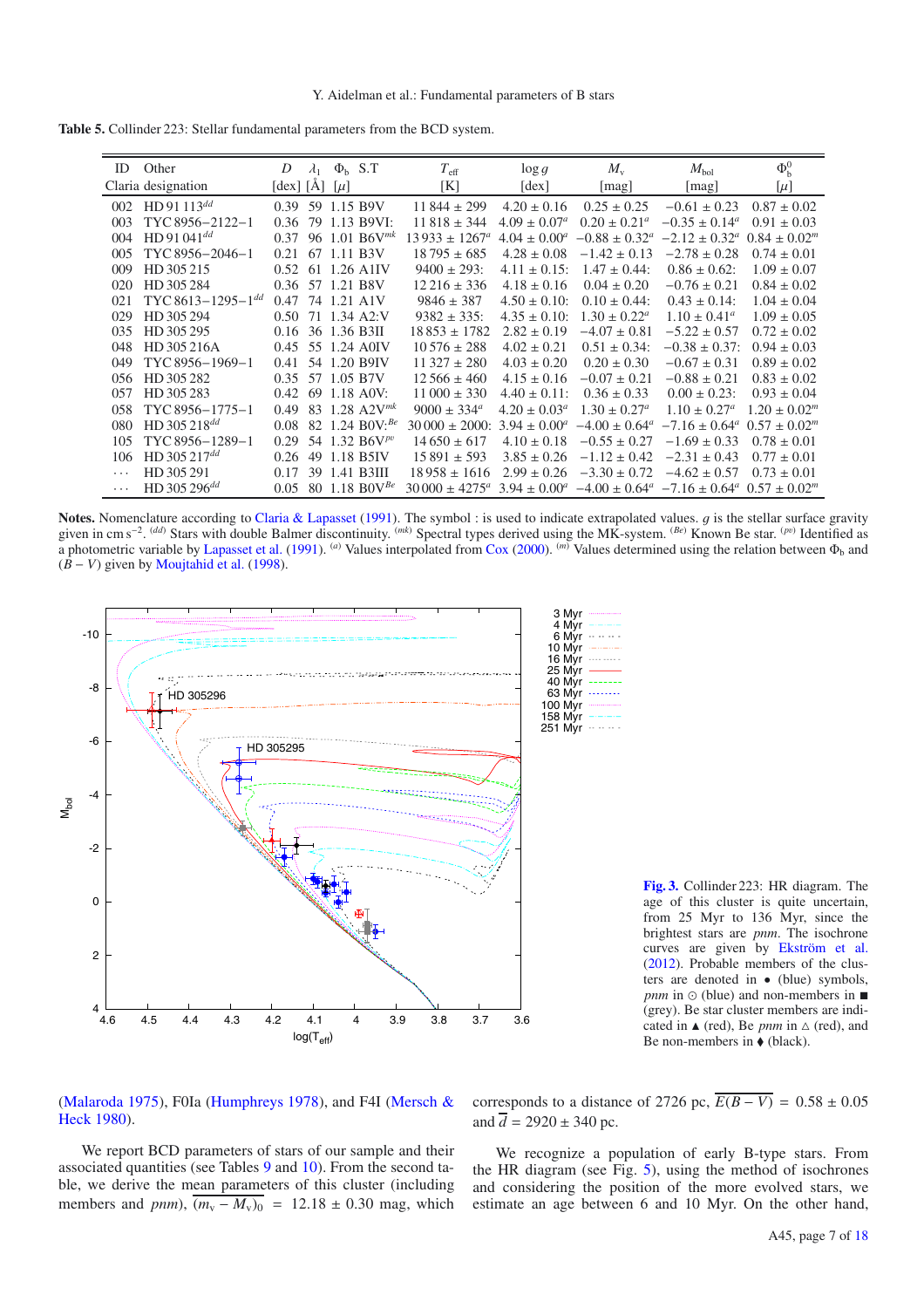**Table 5.** Collinder 223: Stellar fundamental parameters from the BCD system.

| ID Claria | Other designation | $D$ [dex] | $\lambda_1$ [Å] | $\Phi_b$ [$\mu$] | S.T | $T_{\rm eff}$ [K] | $\log g$ [dex] | $M_v$ [mag] | $M_{\rm bol}$ [mag] | $\Phi_b^0$ [$\mu$] |
|---|---|---|---|---|---|---|---|---|---|---|
| 002 | HD 91 113[dd] | 0.39 | 59 | 1.15 | B9V | 11 844 ± 299 | 4.20 ± 0.16 | 0.25 ± 0.25 | −0.61 ± 0.23 | 0.87 ± 0.02 |
| 003 | TYC 8956−2122−1 | 0.36 | 79 | 1.13 | B9VI: | 11 818 ± 344 | 4.09 ± 0.07[a] | 0.20 ± 0.21[a] | −0.35 ± 0.14[a] | 0.91 ± 0.03 |
| 004 | HD 91 041[dd] | 0.37 | 96 | 1.01 | B6V[mk] | 13 933 ± 1267[a] | 4.04 ± 0.00[a] | −0.88 ± 0.32[a] | −2.12 ± 0.32[a] | 0.84 ± 0.02[m] |
| 005 | TYC 8956−2046−1 | 0.21 | 67 | 1.11 | B3V | 18 795 ± 685 | 4.28 ± 0.08 | −1.42 ± 0.13 | −2.78 ± 0.28 | 0.74 ± 0.01 |
| 009 | HD 305 215 | 0.52 | 61 | 1.26 | A1IV | 9400 ± 293: | 4.11 ± 0.15: | 1.47 ± 0.44: | 0.86 ± 0.62: | 1.09 ± 0.07 |
| 020 | HD 305 284 | 0.36 | 57 | 1.21 | B8V | 12 216 ± 336 | 4.18 ± 0.16 | 0.04 ± 0.20 | −0.76 ± 0.21 | 0.84 ± 0.02 |
| 021 | TYC 8613−1295−1[dd] | 0.47 | 74 | 1.21 | A1V | 9846 ± 387 | 4.50 ± 0.10: | 0.10 ± 0.44: | 0.43 ± 0.14: | 1.04 ± 0.04 |
| 029 | HD 305 294 | 0.50 | 71 | 1.34 | A2:V | 9382 ± 335: | 4.35 ± 0.10: | 1.30 ± 0.22[a] | 1.10 ± 0.41[a] | 1.09 ± 0.05 |
| 035 | HD 305 295 | 0.16 | 36 | 1.36 | B3II | 18 853 ± 1782 | 2.82 ± 0.19 | −4.07 ± 0.81 | −5.22 ± 0.57 | 0.72 ± 0.02 |
| 048 | HD 305 216A | 0.45 | 55 | 1.24 | A0IV | 10 576 ± 288 | 4.02 ± 0.21 | 0.51 ± 0.34: | −0.38 ± 0.37: | 0.94 ± 0.03 |
| 049 | TYC 8956−1969−1 | 0.41 | 54 | 1.20 | B9IV | 11 327 ± 280 | 4.03 ± 0.20 | 0.20 ± 0.30 | −0.67 ± 0.31 | 0.89 ± 0.02 |
| 056 | HD 305 282 | 0.35 | 57 | 1.05 | B7V | 12 566 ± 460 | 4.15 ± 0.16 | −0.07 ± 0.21 | −0.88 ± 0.21 | 0.83 ± 0.02 |
| 057 | HD 305 283 | 0.42 | 69 | 1.18 | A0V: | 11 000 ± 330 | 4.40 ± 0.11: | 0.36 ± 0.33 | 0.00 ± 0.23: | 0.93 ± 0.04 |
| 058 | TYC 8956−1775−1 | 0.49 | 83 | 1.28 | A2V[mk] | 9000 ± 334[a] | 4.20 ± 0.03[a] | 1.30 ± 0.27[a] | 1.10 ± 0.27[a] | 1.20 ± 0.02[m] |
| 080 | HD 305 218[dd] | 0.08 | 82 | 1.24 | B0V:[Be] | 30 000 ± 2000: | 3.94 ± 0.00[a] | −4.00 ± 0.64[a] | −7.16 ± 0.64[a] | 0.57 ± 0.02[m] |
| 105 | TYC 8956−1289−1 | 0.29 | 54 | 1.32 | B6V[pv] | 14 650 ± 617 | 4.10 ± 0.18 | −0.55 ± 0.27 | −1.69 ± 0.33 | 0.78 ± 0.01 |
| 106 | HD 305 217[dd] | 0.26 | 49 | 1.18 | B5IV | 15 891 ± 593 | 3.85 ± 0.26 | −1.12 ± 0.42 | −2.31 ± 0.43 | 0.77 ± 0.01 |
| ··· | HD 305 291 | 0.17 | 39 | 1.41 | B3III | 18 958 ± 1616 | 2.99 ± 0.26 | −3.30 ± 0.72 | −4.62 ± 0.57 | 0.73 ± 0.01 |
| ··· | HD 305 296[dd] | 0.05 | 80 | 1.18 | B0V[Be] | 30 000 ± 4275[a] | 3.94 ± 0.00[a] | −4.00 ± 0.64[a] | −7.16 ± 0.64[a] | 0.57 ± 0.02[m] |

**Notes.** Nomenclature according to Claria & Lapasset (1991). The symbol : is used to indicate extrapolated values. $g$ is the stellar surface gravity given in cm s$^{-2}$. [(dd)] Stars with double Balmer discontinuity. [(mk)] Spectral types derived using the MK-system. [(Be)] Known Be star. [(pv)] Identified as a photometric variable by Lapasset et al. (1991). [(a)] Values interpolated from Cox (2000). [(m)] Values determined using the relation between $\Phi_b$ and $(B-V)$ given by Moujtahid et al. (1998).

**Fig. 3.** Collinder 223: HR diagram. The age of this cluster is quite uncertain, from 25 Myr to 136 Myr, since the brightest stars are *pnm*. The isochrone curves are given by Ekström et al. (2012). Probable members of the clusters are denoted in • (blue) symbols, *pnm* in ⊙ (blue) and non-members in ■ (grey). Be star cluster members are indicated in ▲ (red), Be *pnm* in △ (red), and Be non-members in ⧫ (black).

(Malaroda 1975), F0Ia (Humphreys 1978), and F4I (Mersch & Heck 1980).

We report BCD parameters of stars of our sample and their associated quantities (see Tables 9 and 10). From the second table, we derive the mean parameters of this cluster (including members and *pnm*), $\overline{(m_v - M_v)_0} = 12.18 \pm 0.30$ mag, which corresponds to a distance of 2726 pc, $\overline{E(B-V)} = 0.58 \pm 0.05$ and $\overline{d} = 2920 \pm 340$ pc.

We recognize a population of early B-type stars. From the HR diagram (see Fig. 5), using the method of isochrones and considering the position of the more evolved stars, we estimate an age between 6 and 10 Myr. On the other hand,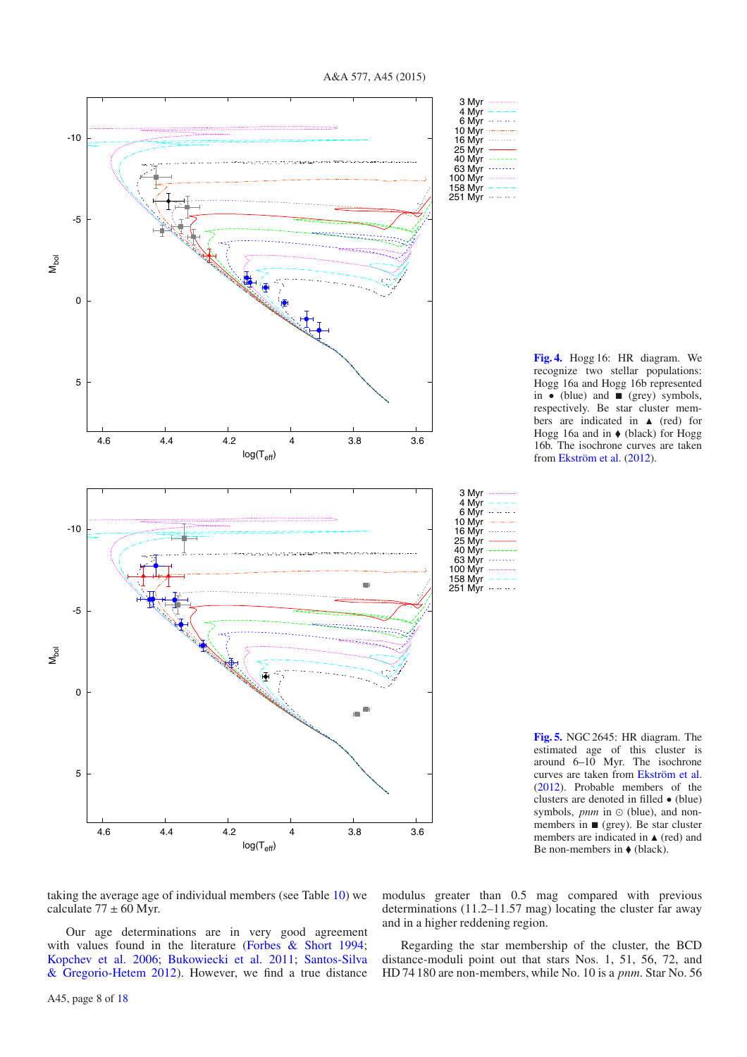**Fig. 4.** Hogg 16: HR diagram. We recognize two stellar populations: Hogg 16a and Hogg 16b represented in ● (blue) and ■ (grey) symbols, respectively. Be star cluster members are indicated in ▲ (red) for Hogg 16a and in ♦ (black) for Hogg 16b. The isochrone curves are taken from Ekström et al. (2012).

**Fig. 5.** NGC 2645: HR diagram. The estimated age of this cluster is around 6–10 Myr. The isochrone curves are taken from Ekström et al. (2012). Probable members of the clusters are denoted in filled ● (blue) symbols, *pnm* in ⊙ (blue), and non-members in ■ (grey). Be star cluster members are indicated in ▲ (red) and Be non-members in ♦ (black).

taking the average age of individual members (see Table 10) we calculate 77 ± 60 Myr.

Our age determinations are in very good agreement with values found in the literature (Forbes & Short 1994; Kopchev et al. 2006; Bukowiecki et al. 2011; Santos-Silva & Gregorio-Hetem 2012). However, we find a true distance modulus greater than 0.5 mag compared with previous determinations (11.2–11.57 mag) locating the cluster far away and in a higher reddening region.

Regarding the star membership of the cluster, the BCD distance-moduli point out that stars Nos. 1, 51, 56, 72, and HD 74 180 are non-members, while No. 10 is a *pnm*. Star No. 56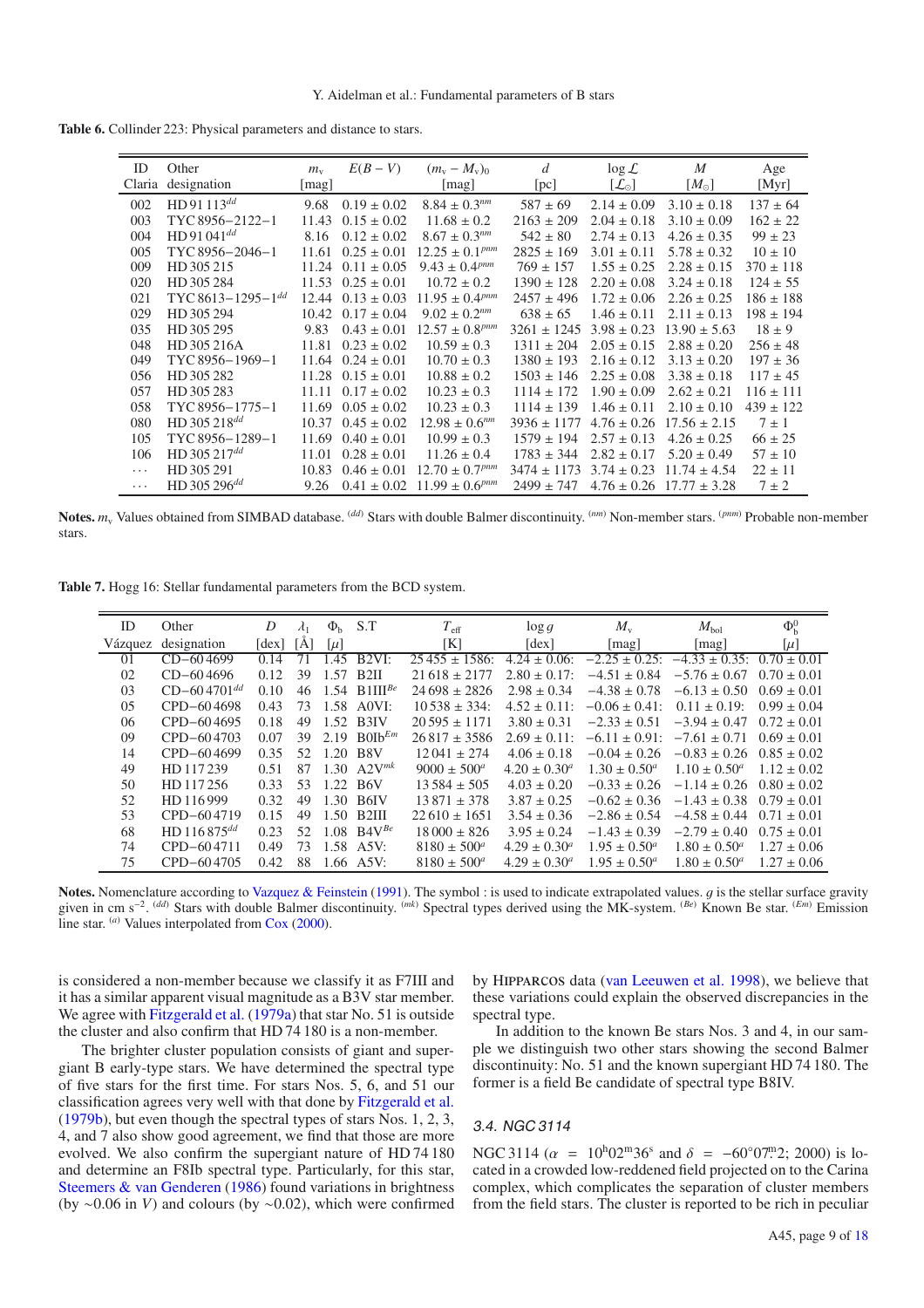**Table 6.** Collinder 223: Physical parameters and distance to stars.

| ID Claria | Other designation | $m_v$ [mag] | $E(B-V)$ | $(m_v - M_v)_0$ [mag] | $d$ [pc] | $\log \mathcal{L}$ [$\mathcal{L}_\odot$] | $M$ [$M_\odot$] | Age [Myr] |
|---|---|---|---|---|---|---|---|---|
| 002 | HD 91 113[dd] | 9.68 | $0.19 \pm 0.02$ | $8.84 \pm 0.3^{nm}$ | $587 \pm 69$ | $2.14 \pm 0.09$ | $3.10 \pm 0.18$ | $137 \pm 64$ |
| 003 | TYC 8956−2122−1 | 11.43 | $0.15 \pm 0.02$ | $11.68 \pm 0.2$ | $2163 \pm 209$ | $2.04 \pm 0.18$ | $3.10 \pm 0.09$ | $162 \pm 22$ |
| 004 | HD 91 041[dd] | 8.16 | $0.12 \pm 0.02$ | $8.67 \pm 0.3^{nm}$ | $542 \pm 80$ | $2.74 \pm 0.13$ | $4.26 \pm 0.35$ | $99 \pm 23$ |
| 005 | TYC 8956−2046−1 | 11.61 | $0.25 \pm 0.01$ | $12.25 \pm 0.1^{pnm}$ | $2825 \pm 169$ | $3.01 \pm 0.11$ | $5.78 \pm 0.32$ | $10 \pm 10$ |
| 009 | HD 305 215 | 11.24 | $0.11 \pm 0.05$ | $9.43 \pm 0.4^{pnm}$ | $769 \pm 157$ | $1.55 \pm 0.25$ | $2.28 \pm 0.15$ | $370 \pm 118$ |
| 020 | HD 305 284 | 11.53 | $0.25 \pm 0.01$ | $10.72 \pm 0.2$ | $1390 \pm 128$ | $2.20 \pm 0.08$ | $3.24 \pm 0.18$ | $124 \pm 55$ |
| 021 | TYC 8613−1295−1[dd] | 12.44 | $0.13 \pm 0.03$ | $11.95 \pm 0.4^{pnm}$ | $2457 \pm 496$ | $1.72 \pm 0.06$ | $2.26 \pm 0.25$ | $186 \pm 188$ |
| 029 | HD 305 294 | 10.42 | $0.17 \pm 0.04$ | $9.02 \pm 0.2^{nm}$ | $638 \pm 65$ | $1.46 \pm 0.11$ | $2.11 \pm 0.13$ | $198 \pm 194$ |
| 035 | HD 305 295 | 9.83 | $0.43 \pm 0.01$ | $12.57 \pm 0.8^{pnm}$ | $3261 \pm 1245$ | $3.98 \pm 0.23$ | $13.90 \pm 5.63$ | $18 \pm 9$ |
| 048 | HD 305 216A | 11.81 | $0.23 \pm 0.02$ | $10.59 \pm 0.3$ | $1311 \pm 204$ | $2.05 \pm 0.15$ | $2.88 \pm 0.20$ | $256 \pm 48$ |
| 049 | TYC 8956−1969−1 | 11.64 | $0.24 \pm 0.01$ | $10.70 \pm 0.3$ | $1380 \pm 193$ | $2.16 \pm 0.12$ | $3.13 \pm 0.20$ | $197 \pm 36$ |
| 056 | HD 305 282 | 11.28 | $0.15 \pm 0.01$ | $10.88 \pm 0.2$ | $1503 \pm 146$ | $2.25 \pm 0.08$ | $3.38 \pm 0.18$ | $117 \pm 45$ |
| 057 | HD 305 283 | 11.11 | $0.17 \pm 0.02$ | $10.23 \pm 0.3$ | $1114 \pm 172$ | $1.90 \pm 0.09$ | $2.62 \pm 0.21$ | $116 \pm 111$ |
| 058 | TYC 8956−1775−1 | 11.69 | $0.05 \pm 0.02$ | $10.23 \pm 0.3$ | $1114 \pm 139$ | $1.46 \pm 0.11$ | $2.10 \pm 0.10$ | $439 \pm 122$ |
| 080 | HD 305 218[dd] | 10.37 | $0.45 \pm 0.02$ | $12.98 \pm 0.6^{nm}$ | $3936 \pm 1177$ | $4.76 \pm 0.26$ | $17.56 \pm 2.15$ | $7 \pm 1$ |
| 105 | TYC 8956−1289−1 | 11.69 | $0.40 \pm 0.01$ | $10.99 \pm 0.3$ | $1579 \pm 194$ | $2.57 \pm 0.13$ | $4.26 \pm 0.25$ | $66 \pm 25$ |
| 106 | HD 305 217[dd] | 11.01 | $0.28 \pm 0.01$ | $11.26 \pm 0.4$ | $1783 \pm 344$ | $2.82 \pm 0.17$ | $5.20 \pm 0.49$ | $57 \pm 10$ |
| ... | HD 305 291 | 10.83 | $0.46 \pm 0.01$ | $12.70 \pm 0.7^{pnm}$ | $3474 \pm 1173$ | $3.74 \pm 0.23$ | $11.74 \pm 4.54$ | $22 \pm 11$ |
| ... | HD 305 296[dd] | 9.26 | $0.41 \pm 0.02$ | $11.99 \pm 0.6^{pnm}$ | $2499 \pm 747$ | $4.76 \pm 0.26$ | $17.77 \pm 3.28$ | $7 \pm 2$ |

**Notes.** $m_v$ Values obtained from SIMBAD database. [(dd)] Stars with double Balmer discontinuity. [(nm)] Non-member stars. [(pnm)] Probable non-member stars.

**Table 7.** Hogg 16: Stellar fundamental parameters from the BCD system.

| ID Vázquez | Other designation | $D$ [dex] | $\lambda_1$ [Å] | $\Phi_b$ [$\mu$] | S.T | $T_{\rm eff}$ [K] | $\log g$ [dex] | $M_v$ [mag] | $M_{\rm bol}$ [mag] | $\Phi_b^0$ [$\mu$] |
|---|---|---|---|---|---|---|---|---|---|---|
| 01 | CD−60 4699 | 0.14 | 71 | 1.45 | B2VI: | $25\,455 \pm 1586$: | $4.24 \pm 0.06$: | $-2.25 \pm 0.25$: | $-4.33 \pm 0.35$: | $0.70 \pm 0.01$ |
| 02 | CD−60 4696 | 0.12 | 39 | 1.57 | B2II | $21\,618 \pm 2177$ | $2.80 \pm 0.17$: | $-4.51 \pm 0.84$ | $-5.76 \pm 0.67$ | $0.70 \pm 0.01$ |
| 03 | CD−60 4701[dd] | 0.10 | 46 | 1.54 | B1III[Be] | $24\,698 \pm 2826$ | $2.98 \pm 0.34$ | $-4.38 \pm 0.78$ | $-6.13 \pm 0.50$ | $0.69 \pm 0.01$ |
| 05 | CPD−60 4698 | 0.43 | 73 | 1.58 | A0VI: | $10\,538 \pm 334$: | $4.52 \pm 0.11$: | $-0.06 \pm 0.41$: | $0.11 \pm 0.19$: | $0.99 \pm 0.04$ |
| 06 | CPD−60 4695 | 0.18 | 49 | 1.52 | B3IV | $20\,595 \pm 1171$ | $3.80 \pm 0.31$ | $-2.33 \pm 0.51$ | $-3.94 \pm 0.47$ | $0.72 \pm 0.01$ |
| 09 | CPD−60 4703 | 0.07 | 39 | 2.19 | B0Ib[Em] | $26\,817 \pm 3586$ | $2.69 \pm 0.11$: | $-6.11 \pm 0.91$: | $-7.61 \pm 0.71$ | $0.69 \pm 0.01$ |
| 14 | CPD−60 4699 | 0.35 | 52 | 1.20 | B8V | $12\,041 \pm 274$ | $4.06 \pm 0.18$ | $-0.04 \pm 0.26$ | $-0.83 \pm 0.26$ | $0.85 \pm 0.02$ |
| 49 | HD 117 239 | 0.51 | 87 | 1.30 | A2V[mk] | $9000 \pm 500^{a}$ | $4.20 \pm 0.30^{a}$ | $1.30 \pm 0.50^{a}$ | $1.10 \pm 0.50^{a}$ | $1.12 \pm 0.02$ |
| 50 | HD 117 256 | 0.33 | 53 | 1.22 | B6V | $13\,584 \pm 505$ | $4.03 \pm 0.20$ | $-0.33 \pm 0.26$ | $-1.14 \pm 0.26$ | $0.80 \pm 0.02$ |
| 52 | HD 116 999 | 0.32 | 49 | 1.30 | B6IV | $13\,871 \pm 378$ | $3.87 \pm 0.25$ | $-0.62 \pm 0.36$ | $-1.43 \pm 0.38$ | $0.79 \pm 0.01$ |
| 53 | CPD−60 4719 | 0.15 | 49 | 1.50 | B2III | $22\,610 \pm 1651$ | $3.54 \pm 0.36$ | $-2.86 \pm 0.54$ | $-4.58 \pm 0.44$ | $0.71 \pm 0.01$ |
| 68 | HD 116 875[dd] | 0.23 | 52 | 1.08 | B4V[Be] | $18\,000 \pm 826$ | $3.95 \pm 0.24$ | $-1.43 \pm 0.39$ | $-2.79 \pm 0.40$ | $0.75 \pm 0.01$ |
| 74 | CPD−60 4711 | 0.49 | 73 | 1.58 | A5V: | $8180 \pm 500^{a}$ | $4.29 \pm 0.30^{a}$ | $1.95 \pm 0.50^{a}$ | $1.80 \pm 0.50^{a}$ | $1.27 \pm 0.06$ |
| 75 | CPD−60 4705 | 0.42 | 88 | 1.66 | A5V: | $8180 \pm 500^{a}$ | $4.29 \pm 0.30^{a}$ | $1.95 \pm 0.50^{a}$ | $1.80 \pm 0.50^{a}$ | $1.27 \pm 0.06$ |

**Notes.** Nomenclature according to Vazquez & Feinstein (1991). The symbol : is used to indicate extrapolated values. $g$ is the stellar surface gravity given in cm s$^{-2}$. [(dd)] Stars with double Balmer discontinuity. [(mk)] Spectral types derived using the MK-system. [(Be)] Known Be star. [(Em)] Emission line star. [(a)] Values interpolated from Cox (2000).

is considered a non-member because we classify it as F7III and it has a similar apparent visual magnitude as a B3V star member. We agree with Fitzgerald et al. (1979a) that star No. 51 is outside the cluster and also confirm that HD 74 180 is a non-member.

The brighter cluster population consists of giant and supergiant B early-type stars. We have determined the spectral type of five stars for the first time. For stars Nos. 5, 6, and 51 our classification agrees very well with that done by Fitzgerald et al. (1979b), but even though the spectral types of stars Nos. 1, 2, 3, 4, and 7 also show good agreement, we find that those are more evolved. We also confirm the supergiant nature of HD 74 180 and determine an F8Ib spectral type. Particularly, for this star, Steemers & van Genderen (1986) found variations in brightness (by ∼0.06 in $V$) and colours (by ∼0.02), which were confirmed by HIPPARCOS data (van Leeuwen et al. 1998), we believe that these variations could explain the observed discrepancies in the spectral type.

In addition to the known Be stars Nos. 3 and 4, in our sample we distinguish two other stars showing the second Balmer discontinuity: No. 51 and the known supergiant HD 74 180. The former is a field Be candidate of spectral type B8IV.

### 3.4. NGC 3114

NGC 3114 ($\alpha$ = 10$^{\rm h}$02$^{\rm m}$36$^{\rm s}$ and $\delta$ = −60°07.′2; 2000) is located in a crowded low-reddened field projected on to the Carina complex, which complicates the separation of cluster members from the field stars. The cluster is reported to be rich in peculiar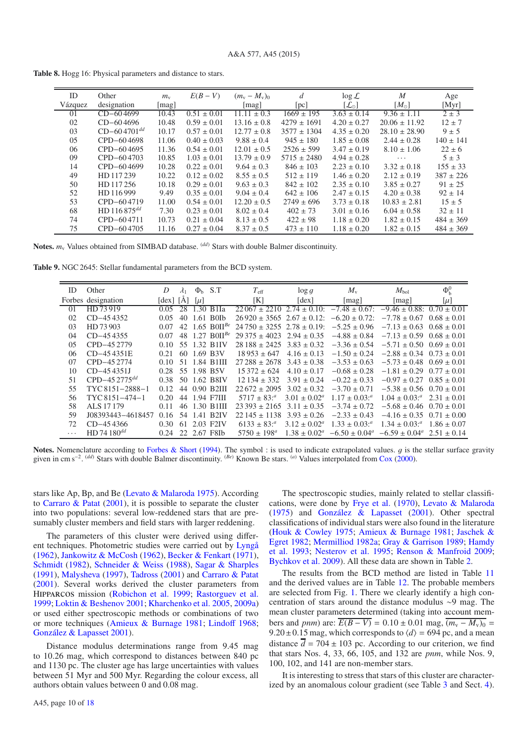**Table 8.** Hogg 16: Physical parameters and distance to stars.

| ID Vázquez | Other designation | $m_v$ [mag] | $E(B-V)$ | $(m_v - M_v)_0$ [mag] | $d$ [pc] | $\log \mathcal{L}$ [$\mathcal{L}_\odot$] | $M$ [$M_\odot$] | Age [Myr] |
|---|---|---|---|---|---|---|---|---|
| 01 | CD−60 4699 | 10.43 | 0.51 ± 0.01 | 11.11 ± 0.3 | 1669 ± 195 | 3.63 ± 0.14 | 9.36 ± 1.11 | 2 ± 3 |
| 02 | CD−60 4696 | 10.48 | 0.59 ± 0.01 | 13.16 ± 0.8 | 4279 ± 1691 | 4.20 ± 0.27 | 20.06 ± 11.92 | 12 ± 7 |
| 03 | CD−60 4701[dd] | 10.17 | 0.57 ± 0.01 | 12.77 ± 0.8 | 3577 ± 1304 | 4.35 ± 0.20 | 28.10 ± 28.90 | 9 ± 5 |
| 05 | CPD−60 4698 | 11.06 | 0.40 ± 0.03 | 9.88 ± 0.4 | 945 ± 180 | 1.85 ± 0.08 | 2.44 ± 0.28 | 140 ± 141 |
| 06 | CPD−60 4695 | 11.36 | 0.54 ± 0.01 | 12.01 ± 0.5 | 2526 ± 599 | 3.47 ± 0.19 | 8.10 ± 1.06 | 22 ± 6 |
| 09 | CPD−60 4703 | 10.85 | 1.03 ± 0.01 | 13.79 ± 0.9 | 5715 ± 2480 | 4.94 ± 0.28 | ··· | 5 ± 3 |
| 14 | CPD−60 4699 | 10.28 | 0.22 ± 0.01 | 9.64 ± 0.3 | 846 ± 103 | 2.23 ± 0.10 | 3.32 ± 0.18 | 155 ± 33 |
| 49 | HD 117 239 | 10.22 | 0.12 ± 0.02 | 8.55 ± 0.5 | 512 ± 119 | 1.46 ± 0.20 | 2.12 ± 0.19 | 387 ± 226 |
| 50 | HD 117 256 | 10.18 | 0.29 ± 0.01 | 9.63 ± 0.3 | 842 ± 102 | 2.35 ± 0.10 | 3.85 ± 0.27 | 91 ± 25 |
| 52 | HD 116 999 | 9.49 | 0.35 ± 0.01 | 9.04 ± 0.4 | 642 ± 106 | 2.47 ± 0.15 | 4.20 ± 0.38 | 92 ± 14 |
| 53 | CPD−60 4719 | 11.00 | 0.54 ± 0.01 | 12.20 ± 0.5 | 2749 ± 696 | 3.73 ± 0.18 | 10.83 ± 2.81 | 15 ± 5 |
| 68 | HD 116 875[dd] | 7.30 | 0.23 ± 0.01 | 8.02 ± 0.4 | 402 ± 73 | 3.01 ± 0.16 | 6.04 ± 0.58 | 32 ± 11 |
| 74 | CPD−60 4711 | 10.73 | 0.21 ± 0.04 | 8.13 ± 0.5 | 422 ± 98 | 1.18 ± 0.20 | 1.82 ± 0.15 | 484 ± 369 |
| 75 | CPD−60 4705 | 11.16 | 0.27 ± 0.04 | 8.37 ± 0.5 | 473 ± 110 | 1.18 ± 0.20 | 1.82 ± 0.15 | 484 ± 369 |

**Notes.** $m_v$ Values obtained from SIMBAD database. [(dd)] Stars with double Balmer discontinuity.

**Table 9.** NGC 2645: Stellar fundamental parameters from the BCD system.

| ID Forbes | Other designation | $D$ [dex] | $\lambda_1$ [Å] | $\Phi_b$ [$\mu$] | S.T | $T_{eff}$ [K] | $\log g$ [dex] | $M_v$ [mag] | $M_{bol}$ [mag] | $\Phi_b^0$ [$\mu$] |
|---|---|---|---|---|---|---|---|---|---|---|
| 01 | HD 73 919 | 0.05 | 28 | 1.30 | B1Ia | 22 067 ± 2210 | 2.74 ± 0.10: | −7.48 ± 0.67: | −9.46 ± 0.88: | 0.70 ± 0.01 |
| 02 | CD−45 4352 | 0.05 | 40 | 1.61 | B0Ib | 26 920 ± 3565 | 2.67 ± 0.12: | −6.20 ± 0.72: | −7.78 ± 0.67 | 0.68 ± 0.01 |
| 03 | HD 73 903 | 0.07 | 42 | 1.65 | B0II[Be] | 24 750 ± 3255 | 2.78 ± 0.19: | −5.25 ± 0.96 | −7.13 ± 0.63 | 0.68 ± 0.01 |
| 04 | CD−45 4355 | 0.07 | 48 | 1.27 | B0II[Be] | 29 375 ± 4023 | 2.94 ± 0.35 | −4.88 ± 0.84 | −7.13 ± 0.59 | 0.68 ± 0.01 |
| 05 | CPD−45 2779 | 0.10 | 55 | 1.32 | B1IV | 28 188 ± 2425 | 3.83 ± 0.32 | −3.36 ± 0.54 | −5.71 ± 0.50 | 0.69 ± 0.01 |
| 06 | CD−45 4351E | 0.21 | 60 | 1.69 | B3V | 18 953 ± 647 | 4.16 ± 0.13 | −1.50 ± 0.24 | −2.88 ± 0.34 | 0.73 ± 0.01 |
| 07 | CPD−45 2774 | 0.10 | 51 | 1.84 | B1III | 27 288 ± 2678 | 3.43 ± 0.38 | −3.53 ± 0.63 | −5.73 ± 0.48 | 0.69 ± 0.01 |
| 10 | CD−45 4351J | 0.28 | 55 | 1.98 | B5V | 15 372 ± 624 | 4.10 ± 0.17 | −0.68 ± 0.28 | −1.81 ± 0.29 | 0.77 ± 0.01 |
| 51 | CPD−45 2775[dd] | 0.38 | 50 | 1.62 | B8IV | 12 134 ± 332 | 3.91 ± 0.24 | −0.22 ± 0.33 | −0.97 ± 0.27 | 0.85 ± 0.01 |
| 55 | TYC 8151−2888−1 | 0.12 | 44 | 0.90 | B2III | 22 672 ± 2095 | 3.02 ± 0.32 | −3.70 ± 0.71 | −5.38 ± 0.56 | 0.70 ± 0.01 |
| 56 | TYC 8151−474−1 | 0.20 | 44 | 1.94 | F7III | 5717 ± 83:[a] | 3.01 ± 0.02[a] | 1.17 ± 0.03:[a] | 1.04 ± 0.03:[a] | 2.31 ± 0.01 |
| 58 | ALS 17 179 | 0.11 | 46 | 1.30 | B1III | 23 393 ± 2165 | 3.11 ± 0.35 | −3.74 ± 0.72 | −5.68 ± 0.46 | 0.70 ± 0.01 |
| 59 | J08393443−4618457 | 0.16 | 54 | 1.41 | B2IV | 22 145 ± 1138 | 3.93 ± 0.26 | −2.33 ± 0.43 | −4.16 ± 0.35 | 0.71 ± 0.00 |
| 72 | CD−45 4366 | 0.30 | 61 | 2.03 | F2IV | 6133 ± 83:[a] | 3.12 ± 0.02[a] | 1.33 ± 0.03:[a] | 1.34 ± 0.03:[a] | 1.86 ± 0.07 |
| ··· | HD 74 180[dd] | 0.24 | 22 | 2.67 | F8Ib | 5750 ± 198[a] | 1.38 ± 0.02[a] | −6.50 ± 0.04[a] | −6.59 ± 0.04[a] | 2.51 ± 0.14 |

**Notes.** Nomenclature according to Forbes & Short (1994). The symbol : is used to indicate extrapolated values. $g$ is the stellar surface gravity given in cm s$^{-2}$. [(dd)] Stars with double Balmer discontinuity. [(Be)] Known Be stars. [(a)] Values interpolated from Cox (2000).

stars like Ap, Bp, and Be (Levato & Malaroda 1975). According to Carraro & Patat (2001), it is possible to separate the cluster into two populations: several low-reddened stars that are presumably cluster members and field stars with larger reddening.

The parameters of this cluster were derived using different techniques. Photometric studies were carried out by Lyngå (1962), Jankowitz & McCosh (1962), Becker & Fenkart (1971), Schmidt (1982), Schneider & Weiss (1988), Sagar & Sharples (1991), Malysheva (1997), Tadross (2001) and Carraro & Patat (2001). Several works derived the cluster parameters from Hipparcos mission (Robichon et al. 1999; Rastorguev et al. 1999; Loktin & Beshenov 2001; Kharchenko et al. 2005, 2009a) or used either spectroscopic methods or combinations of two or more techniques (Amieux & Burnage 1981; Lindoff 1968; González & Lapasset 2001).

Distance modulus determinations range from 9.45 mag to 10.26 mag, which correspond to distances between 840 pc and 1130 pc. The cluster age has large uncertainties with values between 51 Myr and 500 Myr. Regarding the colour excess, all authors obtain values between 0 and 0.08 mag.

The spectroscopic studies, mainly related to stellar classifications, were done by Frye et al. (1970), Levato & Malaroda (1975) and González & Lapasset (2001). Other spectral classifications of individual stars were also found in the literature (Houk & Cowley 1975; Amieux & Burnage 1981; Jaschek & Egret 1982; Mermilliod 1982a; Gray & Garrison 1989; Hamdy et al. 1993; Nesterov et al. 1995; Renson & Manfroid 2009; Bychkov et al. 2009). All these data are shown in Table 2.

The results from the BCD method are listed in Table 11 and the derived values are in Table 12. The probable members are selected from Fig. 1. There we clearly identify a high concentration of stars around the distance modulus ~9 mag. The mean cluster parameters determined (taking into account members and *pnm*) are: $\overline{E(B-V)} = 0.10 \pm 0.01$ mag, $\overline{(m_v - M_v)_0} = 9.20 \pm 0.15$ mag, which corresponds to $\langle d \rangle = 694$ pc, and a mean distance $\overline{d} = 704 \pm 103$ pc. According to our criterion, we find that stars Nos. 4, 33, 66, 105, and 132 are *pnm*, while Nos. 9, 100, 102, and 141 are non-member stars.

It is interesting to stress that stars of this cluster are characterized by an anomalous colour gradient (see Table 3 and Sect. 4).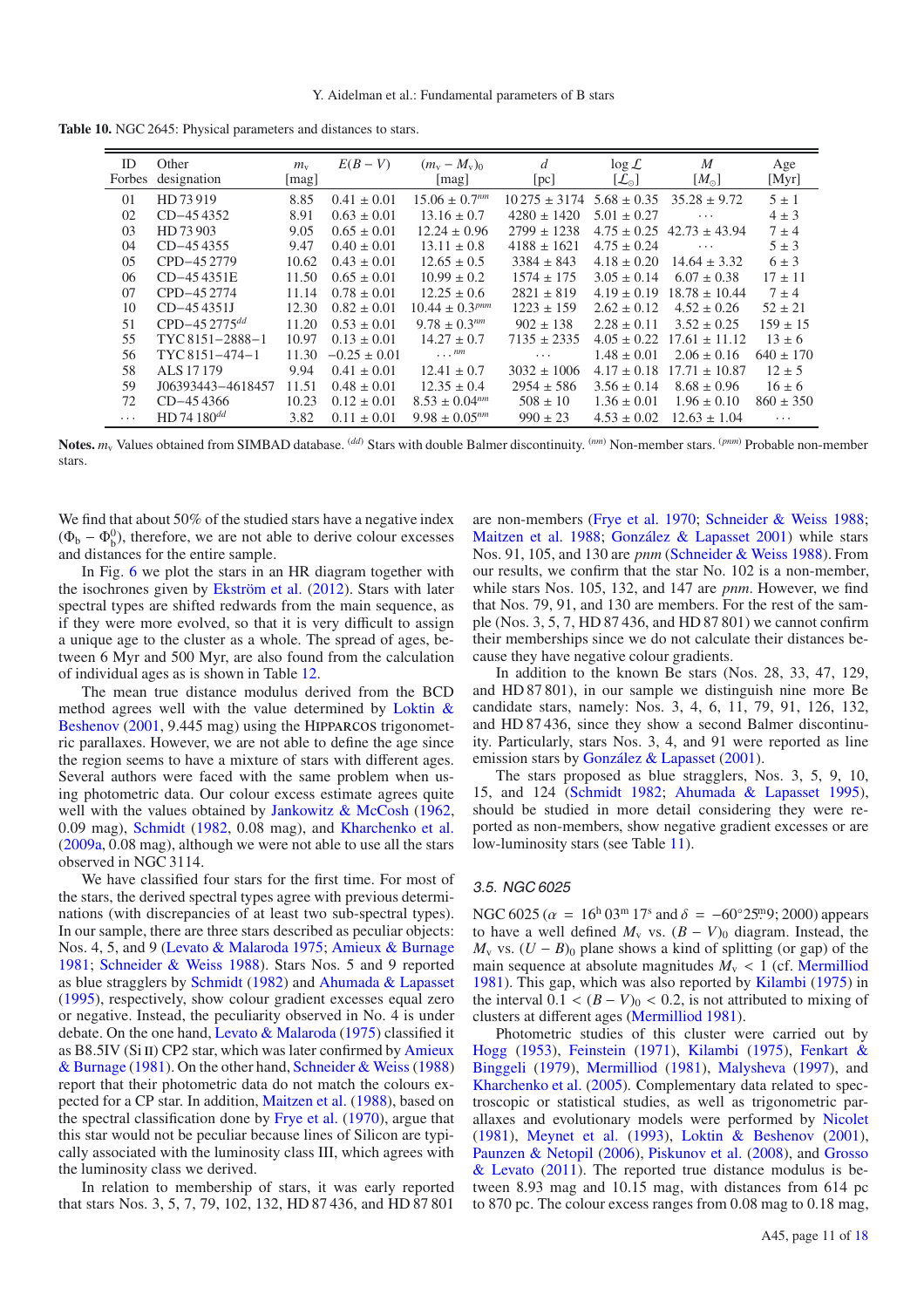**Table 10.** NGC 2645: Physical parameters and distances to stars.

| ID Forbes | Other designation | $m_v$ [mag] | $E(B-V)$ | $(m_v - M_v)_0$ [mag] | $d$ [pc] | $\log \mathcal{L}$ [$\mathcal{L}_\odot$] | $M$ [$M_\odot$] | Age [Myr] |
|---|---|---|---|---|---|---|---|---|
| 01 | HD 73 919 | 8.85 | 0.41 ± 0.01 | 15.06 ± 0.7$^{nm}$ | 10 275 ± 3174 | 5.68 ± 0.35 | 35.28 ± 9.72 | 5 ± 1 |
| 02 | CD−45 4352 | 8.91 | 0.63 ± 0.01 | 13.16 ± 0.7 | 4280 ± 1420 | 5.01 ± 0.27 | ··· | 4 ± 3 |
| 03 | HD 73 903 | 9.05 | 0.65 ± 0.01 | 12.24 ± 0.96 | 2799 ± 1238 | 4.75 ± 0.25 | 42.73 ± 43.94 | 7 ± 4 |
| 04 | CD−45 4355 | 9.47 | 0.40 ± 0.01 | 13.11 ± 0.8 | 4188 ± 1621 | 4.75 ± 0.24 | ··· | 5 ± 3 |
| 05 | CPD−45 2779 | 10.62 | 0.43 ± 0.01 | 12.65 ± 0.5 | 3384 ± 843 | 4.18 ± 0.20 | 14.64 ± 3.32 | 6 ± 3 |
| 06 | CD−45 4351E | 11.50 | 0.65 ± 0.01 | 10.99 ± 0.2 | 1574 ± 175 | 3.05 ± 0.14 | 6.07 ± 0.38 | 17 ± 11 |
| 07 | CPD−45 2774 | 11.14 | 0.78 ± 0.01 | 12.25 ± 0.6 | 2821 ± 819 | 4.19 ± 0.19 | 18.78 ± 10.44 | 7 ± 4 |
| 10 | CD−45 4351J | 12.30 | 0.82 ± 0.01 | 10.44 ± 0.3$^{pnm}$ | 1223 ± 159 | 2.62 ± 0.12 | 4.52 ± 0.26 | 52 ± 21 |
| 51 | CPD−45 2775$^{dd}$ | 11.20 | 0.53 ± 0.01 | 9.78 ± 0.3$^{nm}$ | 902 ± 138 | 2.28 ± 0.11 | 3.52 ± 0.25 | 159 ± 15 |
| 55 | TYC 8151−2888−1 | 10.97 | 0.13 ± 0.01 | 14.27 ± 0.7 | 7135 ± 2335 | 4.05 ± 0.22 | 17.61 ± 11.12 | 13 ± 6 |
| 56 | TYC 8151−474−1 | 11.30 | −0.25 ± 0.01 | ···$^{nm}$ | ··· | 1.48 ± 0.01 | 2.06 ± 0.16 | 640 ± 170 |
| 58 | ALS 17 179 | 9.94 | 0.41 ± 0.01 | 12.41 ± 0.7 | 3032 ± 1006 | 4.17 ± 0.18 | 17.71 ± 10.87 | 12 ± 5 |
| 59 | J06393443−4618457 | 11.51 | 0.48 ± 0.01 | 12.35 ± 0.4 | 2954 ± 586 | 3.56 ± 0.14 | 8.68 ± 0.96 | 16 ± 6 |
| 72 | CD−45 4366 | 10.23 | 0.12 ± 0.01 | 8.53 ± 0.04$^{nm}$ | 508 ± 10 | 1.36 ± 0.01 | 1.96 ± 0.10 | 860 ± 350 |
| ··· | HD 74 180$^{dd}$ | 3.82 | 0.11 ± 0.01 | 9.98 ± 0.05$^{nm}$ | 990 ± 23 | 4.53 ± 0.02 | 12.63 ± 1.04 | ··· |

**Notes.** $m_v$ Values obtained from SIMBAD database. $^{(dd)}$ Stars with double Balmer discontinuity. $^{(nm)}$ Non-member stars. $^{(pnm)}$ Probable non-member stars.

We find that about 50% of the studied stars have a negative index $(\Phi_b - \Phi_b^0)$, therefore, we are not able to derive colour excesses and distances for the entire sample.

In Fig. 6 we plot the stars in an HR diagram together with the isochrones given by Ekström et al. (2012). Stars with later spectral types are shifted redwards from the main sequence, as if they were more evolved, so that it is very difficult to assign a unique age to the cluster as a whole. The spread of ages, between 6 Myr and 500 Myr, are also found from the calculation of individual ages as is shown in Table 12.

The mean true distance modulus derived from the BCD method agrees well with the value determined by Loktin & Beshenov (2001, 9.445 mag) using the HIPPARCOS trigonometric parallaxes. However, we are not able to define the age since the region seems to have a mixture of stars with different ages. Several authors were faced with the same problem when using photometric data. Our colour excess estimate agrees quite well with the values obtained by Jankowitz & McCosh (1962, 0.09 mag), Schmidt (1982, 0.08 mag), and Kharchenko et al. (2009a, 0.08 mag), although we were not able to use all the stars observed in NGC 3114.

We have classified four stars for the first time. For most of the stars, the derived spectral types agree with previous determinations (with discrepancies of at least two sub-spectral types). In our sample, there are three stars described as peculiar objects: Nos. 4, 5, and 9 (Levato & Malaroda 1975; Amieux & Burnage 1981; Schneider & Weiss 1988). Stars Nos. 5 and 9 reported as blue stragglers by Schmidt (1982) and Ahumada & Lapasset (1995), respectively, show colour gradient excesses equal zero or negative. Instead, the peculiarity observed in No. 4 is under debate. On the one hand, Levato & Malaroda (1975) classified it as B8.5IV (Si II) CP2 star, which was later confirmed by Amieux & Burnage (1981). On the other hand, Schneider & Weiss (1988) report that their photometric data do not match the colours expected for a CP star. In addition, Maitzen et al. (1988), based on the spectral classification done by Frye et al. (1970), argue that this star would not be peculiar because lines of Silicon are typically associated with the luminosity class III, which agrees with the luminosity class we derived.

In relation to membership of stars, it was early reported that stars Nos. 3, 5, 7, 79, 102, 132, HD 87 436, and HD 87 801 are non-members (Frye et al. 1970; Schneider & Weiss 1988; Maitzen et al. 1988; González & Lapasset 2001) while stars Nos. 91, 105, and 130 are *pnm* (Schneider & Weiss 1988). From our results, we confirm that the star No. 102 is a non-member, while stars Nos. 105, 132, and 147 are *pnm*. However, we find that Nos. 79, 91, and 130 are members. For the rest of the sample (Nos. 3, 5, 7, HD 87 436, and HD 87 801) we cannot confirm their memberships since we do not calculate their distances because they have negative colour gradients.

In addition to the known Be stars (Nos. 28, 33, 47, 129, and HD 87 801), in our sample we distinguish nine more Be candidate stars, namely: Nos. 3, 4, 6, 11, 79, 91, 126, 132, and HD 87 436, since they show a second Balmer discontinuity. Particularly, stars Nos. 3, 4, and 91 were reported as line emission stars by González & Lapasset (2001).

The stars proposed as blue stragglers, Nos. 3, 5, 9, 10, 15, and 124 (Schmidt 1982; Ahumada & Lapasset 1995), should be studied in more detail considering they were reported as non-members, show negative gradient excesses or are low-luminosity stars (see Table 11).

### 3.5. NGC 6025

NGC 6025 ($\alpha$ = 16$^{h}$ 03$^{m}$ 17$^{s}$ and $\delta$ = −60°25.′9; 2000) appears to have a well defined $M_v$ vs. $(B-V)_0$ diagram. Instead, the $M_v$ vs. $(U-B)_0$ plane shows a kind of splitting (or gap) of the main sequence at absolute magnitudes $M_v < 1$ (cf. Mermilliod 1981). This gap, which was also reported by Kilambi (1975) in the interval $0.1 < (B-V)_0 < 0.2$, is not attributed to mixing of clusters at different ages (Mermilliod 1981).

Photometric studies of this cluster were carried out by Hogg (1953), Feinstein (1971), Kilambi (1975), Fenkart & Binggeli (1979), Mermilliod (1981), Malysheva (1997), and Kharchenko et al. (2005). Complementary data related to spectroscopic or statistical studies, as well as trigonometric parallaxes and evolutionary models were performed by Nicolet (1981), Meynet et al. (1993), Loktin & Beshenov (2001), Paunzen & Netopil (2006), Piskunov et al. (2008), and Grosso & Levato (2011). The reported true distance modulus is between 8.93 mag and 10.15 mag, with distances from 614 pc to 870 pc. The colour excess ranges from 0.08 mag to 0.18 mag,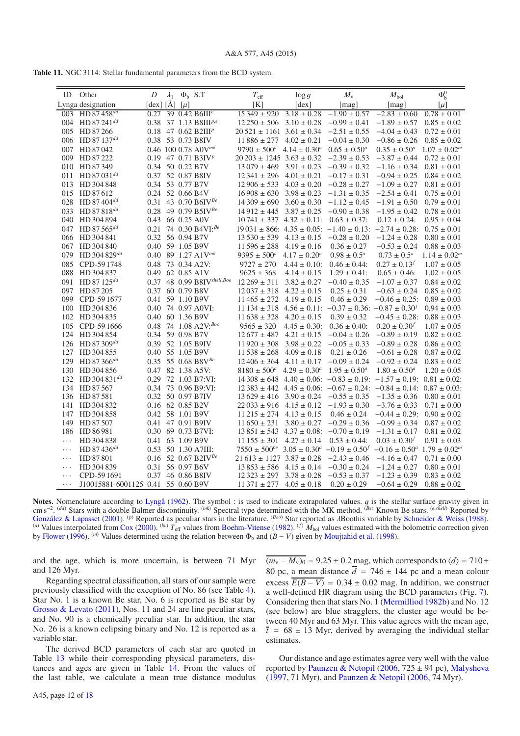**Table 11.** NGC 3114: Stellar fundamental parameters from the BCD system.

| ID | Other | $D$ | $\lambda_1$ | $\Phi_b$ | S.T | $T_{\rm eff}$ | $\log g$ | $M_v$ | $M_{\rm bol}$ | $\Phi_b^0$ |
|---|---|---|---|---|---|---|---|---|---|---|
| Lynga | designation | [dex] | [Å] | [$\mu$] | | [K] | [dex] | [mag] | [mag] | [$\mu$] |
| 003 | HD 87 458[dd] | 0.27 | 39 | 0.42 | B6III[e] | 15 349 ± 920 | 3.18 ± 0.28 | −1.90 ± 0.57 | −2.83 ± 0.60 | 0.78 ± 0.01 |
| 004 | HD 87 241[dd] | 0.38 | 37 | 1.13 | B8III[p,e] | 12 250 ± 506 | 3.10 ± 0.28 | −0.99 ± 0.41 | −1.89 ± 0.57 | 0.85 ± 0.02 |
| 005 | HD 87 266 | 0.18 | 47 | 0.62 | B2III[p] | 20 521 ± 1161 | 3.61 ± 0.34 | −2.51 ± 0.55 | −4.04 ± 0.43 | 0.72 ± 0.01 |
| 006 | HD 87 137[dd] | 0.38 | 53 | 0.73 | B8IV | 11 886 ± 277 | 4.02 ± 0.21 | −0.04 ± 0.30 | −0.86 ± 0.26 | 0.85 ± 0.02 |
| 007 | HD 87 042 | 0.46 | 100 | 0.78 | A0V[mk] | 9790 ± 500[a] | 4.14 ± 0.30[a] | 0.65 ± 0.50[a] | 0.35 ± 0.50[a] | 1.07 ± 0.02[m] |
| 009 | HD 87 222 | 0.19 | 47 | 0.71 | B3IV[p] | 20 203 ± 1245 | 3.63 ± 0.32 | −2.39 ± 0.53 | −3.87 ± 0.44 | 0.72 ± 0.01 |
| 010 | HD 87 349 | 0.34 | 50 | 0.22 | B7V | 13 079 ± 469 | 3.91 ± 0.23 | −0.39 ± 0.32 | −1.16 ± 0.34 | 0.81 ± 0.01 |
| 011 | HD 87 031[dd] | 0.37 | 52 | 0.87 | B8IV | 12 341 ± 228 | 4.01 ± 0.21 | −0.17 ± 0.31 | −0.94 ± 0.25 | 0.84 ± 0.02 |
| 013 | HD 304 848 | 0.34 | 53 | 0.77 | B7V | 12 906 ± 533 | 4.03 ± 0.20 | −0.28 ± 0.27 | −1.09 ± 0.27 | 0.81 ± 0.01 |
| 015 | HD 87 612 | 0.24 | 52 | 0.66 | B4V | 16 908 ± 630 | 3.98 ± 0.23 | −1.31 ± 0.35 | −2.54 ± 0.41 | 0.75 ± 0.01 |
| 028 | HD 87 404[dd] | 0.31 | 43 | 0.70 | B6IV[Be] | 14 309 ± 690 | 3.60 ± 0.30 | −1.12 ± 0.45 | −1.91 ± 0.50 | 0.79 ± 0.01 |
| 033 | HD 87 818[dd] | 0.28 | 49 | 0.79 | B5IV[Be] | 14 912 ± 445 | 3.87 ± 0.25 | −0.90 ± 0.38 | −1.95 ± 0.42 | 0.78 ± 0.01 |
| 040 | HD 304 894 | 0.43 | 66 | 0.25 | A0V | 10 741 ± 337 | 4.32 ± 0.11: | 0.63 ± 0.37: | 0.12 ± 0.24: | 0.95 ± 0.04 |
| 047 | HD 87 565[dd] | 0.21 | 74 | 0.30 | B4VI:[Be] | 19 031 ± 866: | 4.35 ± 0.05: | −1.40 ± 0.13: | −2.74 ± 0.28: | 0.75 ± 0.01 |
| 066 | HD 304 841 | 0.32 | 56 | 0.94 | B7V | 13 530 ± 539 | 4.13 ± 0.15 | −0.28 ± 0.20 | −1.24 ± 0.28 | 0.80 ± 0.01 |
| 067 | HD 304 840 | 0.40 | 59 | 1.05 | B9V | 11 596 ± 288 | 4.19 ± 0.16 | 0.36 ± 0.27 | −0.53 ± 0.24 | 0.88 ± 0.03 |
| 079 | HD 304 829[dd] | 0.40 | 89 | 1.27 | A1V[mk] | 9395 ± 500[a] | 4.17 ± 0.20[a] | 0.98 ± 0.5[a] | 0.73 ± 0.5[a] | 1.14 ± 0.02[m] |
| 085 | CPD-59 1748 | 0.48 | 73 | 0.34 | A2V: | 9727 ± 270 | 4.44 ± 0.10: | 0.46 ± 0.44: | 0.27 ± 0.13[f] | 1.07 ± 0.05 |
| 088 | HD 304 837 | 0.49 | 62 | 0.85 | A1V | 9625 ± 368 | 4.14 ± 0.15 | 1.29 ± 0.41: | 0.65 ± 0.46: | 1.02 ± 0.05 |
| 091 | HD 87 125[dd] | 0.37 | 48 | 0.99 | B8IV[shell,Boo] | 12 269 ± 311 | 3.82 ± 0.27 | −0.40 ± 0.35 | −1.07 ± 0.37 | 0.84 ± 0.02 |
| 097 | HD 87 205 | 0.37 | 60 | 0.79 | B8V | 12 037 ± 318 | 4.22 ± 0.15 | 0.25 ± 0.31 | −0.63 ± 0.25 | 0.85 ± 0.02 |
| 099 | CPD-59 1677 | 0.41 | 59 | 1.10 | B9V | 11 465 ± 272 | 4.19 ± 0.15 | 0.46 ± 0.29 | −0.46 ± 0.25: | 0.89 ± 0.03 |
| 100 | HD 304 836 | 0.40 | 74 | 0.97 | A0VI: | 11 134 ± 318 | 4.56 ± 0.11: | −0.37 ± 0.36: | −0.87 ± 0.30[f] | 0.94 ± 0.03 |
| 102 | HD 304 835 | 0.40 | 60 | 1.36 | B9V | 11 638 ± 328 | 4.20 ± 0.15 | 0.39 ± 0.32 | −0.45 ± 0.28: | 0.88 ± 0.03 |
| 105 | CPD-59 1666 | 0.48 | 74 | 1.08 | A2V:[Boo] | 9565 ± 320 | 4.45 ± 0.30: | 0.36 ± 0.40: | 0.20 ± 0.30[f] | 1.07 ± 0.05 |
| 124 | HD 304 854 | 0.34 | 59 | 0.98 | B7V | 12 677 ± 487 | 4.21 ± 0.15 | −0.04 ± 0.26 | −0.89 ± 0.19 | 0.82 ± 0.02 |
| 126 | HD 87 309[dd] | 0.39 | 52 | 1.05 | B9IV | 11 920 ± 308 | 3.98 ± 0.22 | −0.05 ± 0.33 | −0.89 ± 0.28 | 0.86 ± 0.02 |
| 127 | HD 304 855 | 0.40 | 55 | 1.05 | B9V | 11 538 ± 268 | 4.09 ± 0.18 | 0.21 ± 0.26 | −0.61 ± 0.28 | 0.87 ± 0.02 |
| 129 | HD 87 366[dd] | 0.35 | 55 | 0.68 | B8V[Be] | 12 406 ± 364 | 4.11 ± 0.17 | −0.09 ± 0.24 | −0.92 ± 0.24 | 0.83 ± 0.02 |
| 130 | HD 304 856 | 0.47 | 82 | 1.38 | A5V: | 8180 ± 500[a] | 4.29 ± 0.30[a] | 1.95 ± 0.50[a] | 1.80 ± 0.50[a] | 1.20 ± 0.05 |
| 132 | HD 304 831[dd] | 0.29 | 72 | 1.03 | B7:VI: | 14 308 ± 648 | 4.40 ± 0.06: | −0.83 ± 0.19: | −1.57 ± 0.19: | 0.81 ± 0.02: |
| 134 | HD 87 567 | 0.34 | 73 | 0.96 | B9:VI: | 12 383 ± 442 | 4.45 ± 0.06: | −0.67 ± 0.24: | −0.84 ± 0.14: | 0.87 ± 0.03: |
| 136 | HD 87 581 | 0.32 | 50 | 0.97 | B7IV | 13 629 ± 416 | 3.90 ± 0.24 | −0.55 ± 0.35 | −1.35 ± 0.36 | 0.80 ± 0.01 |
| 141 | HD 304 832 | 0.16 | 62 | 0.85 | B2V | 22 033 ± 916 | 4.15 ± 0.12 | −1.93 ± 0.30 | −3.76 ± 0.33 | 0.71 ± 0.00 |
| 147 | HD 304 858 | 0.42 | 58 | 1.01 | B9V | 11 215 ± 274 | 4.13 ± 0.15 | 0.46 ± 0.24 | −0.44 ± 0.29: | 0.90 ± 0.02 |
| 149 | HD 87 507 | 0.41 | 47 | 0.91 | B9IV | 11 650 ± 231 | 3.80 ± 0.27 | −0.29 ± 0.36 | −0.99 ± 0.34 | 0.87 ± 0.02 |
| 186 | HD 86 981 | 0.30 | 69 | 0.73 | B7VI: | 13 851 ± 543 | 4.37 ± 0.08: | −0.70 ± 0.19 | −1.31 ± 0.17 | 0.81 ± 0.02 |
| ··· | HD 304 838 | 0.41 | 63 | 1.09 | B9V | 11 155 ± 301 | 4.27 ± 0.14 | 0.53 ± 0.44: | 0.03 ± 0.30[f] | 0.91 ± 0.03 |
| ··· | HD 87 436[dd] | 0.53 | 50 | 1.30 | A7III: | 7550 ± 500[bv] | 3.05 ± 0.30[a] | −0.19 ± 0.50[f] | −0.16 ± 0.50[a] | 1.79 ± 0.02[m] |
| ··· | HD 87 801 | 0.16 | 52 | 0.67 | B2IV[Be] | 21 613 ± 1127 | 3.87 ± 0.28 | −2.43 ± 0.46 | −4.16 ± 0.47 | 0.71 ± 0.00 |
| ··· | HD 304 839 | 0.31 | 56 | 0.97 | B6V | 13 853 ± 586 | 4.15 ± 0.14 | −0.30 ± 0.24 | −1.24 ± 0.27 | 0.80 ± 0.01 |
| ··· | CPD-59 1691 | 0.37 | 46 | 0.86 | B8IV | 12 323 ± 297 | 3.78 ± 0.28 | −0.53 ± 0.37 | −1.23 ± 0.39 | 0.83 ± 0.02 |
| ··· | J10015881-6001125 | 0.41 | 55 | 0.60 | B9V | 11 371 ± 277 | 4.05 ± 0.18 | 0.20 ± 0.29 | −0.64 ± 0.29 | 0.88 ± 0.02 |

**Notes.** Nomenclature according to Lyngå (1962). The symbol : is used to indicate extrapolated values. $g$ is the stellar surface gravity given in cm s$^{-2}$. [(dd)] Stars with a double Balmer discontinuity. [(mk)] Spectral type determined with the MK method. [(Be)] Known Be stars. [(e,shell)] Reported by González & Lapasset (2001). [(p)] Reported as peculiar stars in the literature. [(Boo)] Star reported as $\lambda$Boothis variable by Schneider & Weiss (1988). [(a)] Values interpolated from Cox (2000). [(bv)] $T_{\rm eff}$ values from Boehm-Vitense (1982). [(f)] $M_{\rm bol}$ values estimated with the bolometric correction given by Flower (1996). [(m)] Values determined using the relation between $\Phi_b$ and $(B-V)$ given by Moujtahid et al. (1998).

and the age, which is more uncertain, is between 71 Myr and 126 Myr.

Regarding spectral classification, all stars of our sample were previously classified with the exception of No. 86 (see Table 4). Star No. 1 is a known Be star, No. 6 is reported as Be star by Grosso & Levato (2011), Nos. 11 and 24 are line peculiar stars, and No. 90 is a chemically peculiar star. In addition, the star No. 26 is a known eclipsing binary and No. 12 is reported as a variable star.

The derived BCD parameters of each star are quoted in Table 13 while their corresponding physical parameters, distances and ages are given in Table 14. From the values of the last table, we calculate a mean true distance modulus $\overline{(m_v - M_v)_0} = 9.25 \pm 0.2$ mag, which corresponds to $\langle d \rangle = 710 \pm 80$ pc, a mean distance $\overline{d} = 746 \pm 144$ pc and a mean colour excess $\overline{E(B-V)} = 0.34 \pm 0.02$ mag. In addition, we construct a well-defined HR diagram using the BCD parameters (Fig. 7). Considering then that stars No. 1 (Mermilliod 1982b) and No. 12 (see below) are blue stragglers, the cluster age would be between 40 Myr and 63 Myr. This value agrees with the mean age, $\overline{t} = 68 \pm 13$ Myr, derived by averaging the individual stellar estimates.

Our distance and age estimates agree very well with the value reported by Paunzen & Netopil (2006, 725 ± 94 pc), Malysheva (1997, 71 Myr), and Paunzen & Netopil (2006, 74 Myr).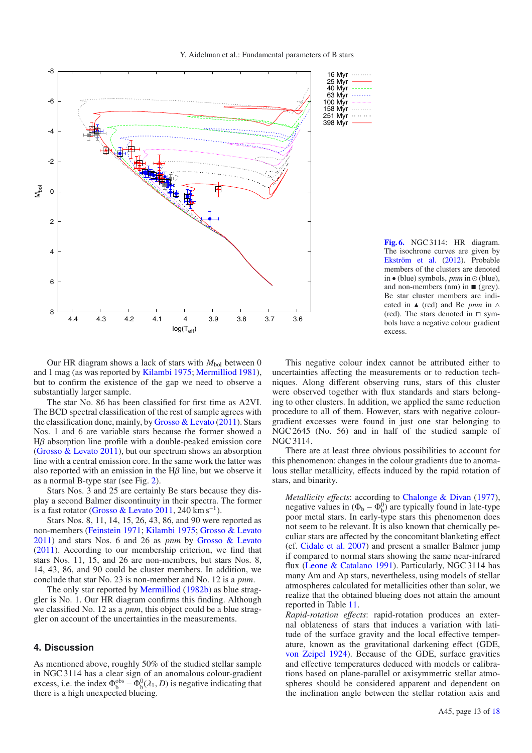**Fig. 6.** NGC 3114: HR diagram. The isochrone curves are given by Ekström et al. (2012). Probable members of the clusters are denoted in • (blue) symbols, *pnm* in ⊙ (blue), and non-members (nm) in ■ (grey). Be star cluster members are indicated in ▲ (red) and Be *pnm* in △ (red). The stars denoted in □ symbols have a negative colour gradient excess.

Our HR diagram shows a lack of stars with $M_{\rm bol}$ between 0 and 1 mag (as was reported by Kilambi 1975; Mermilliod 1981), but to confirm the existence of the gap we need to observe a substantially larger sample.

The star No. 86 has been classified for first time as A2VI. The BCD spectral classification of the rest of sample agrees with the classification done, mainly, by Grosso & Levato (2011). Stars Nos. 1 and 6 are variable stars because the former showed a H$\beta$ absorption line profile with a double-peaked emission core (Grosso & Levato 2011), but our spectrum shows an absorption line with a central emission core. In the same work the latter was also reported with an emission in the H$\beta$ line, but we observe it as a normal B-type star (see Fig. 2).

Stars Nos. 3 and 25 are certainly Be stars because they display a second Balmer discontinuity in their spectra. The former is a fast rotator (Grosso & Levato 2011, 240 km s$^{-1}$).

Stars Nos. 8, 11, 14, 15, 26, 43, 86, and 90 were reported as non-members (Feinstein 1971; Kilambi 1975; Grosso & Levato 2011) and stars Nos. 6 and 26 as *pnm* by Grosso & Levato (2011). According to our membership criterion, we find that stars Nos. 11, 15, and 26 are non-members, but stars Nos. 8, 14, 43, 86, and 90 could be cluster members. In addition, we conclude that star No. 23 is non-member and No. 12 is a *pnm*.

The only star reported by Mermilliod (1982b) as blue straggler is No. 1. Our HR diagram confirms this finding. Although we classified No. 12 as a *pnm*, this object could be a blue straggler on account of the uncertainties in the measurements.

## 4. Discussion

As mentioned above, roughly 50% of the studied stellar sample in NGC 3114 has a clear sign of an anomalous colour-gradient excess, i.e. the index $\Phi_{\rm b}^{\rm obs} - \Phi_{\rm b}^{0}(\lambda_1, D)$ is negative indicating that there is a high unexpected blueing.

This negative colour index cannot be attributed either to uncertainties affecting the measurements or to reduction techniques. Along different observing runs, stars of this cluster were observed together with flux standards and stars belonging to other clusters. In addition, we applied the same reduction procedure to all of them. However, stars with negative colour-gradient excesses were found in just one star belonging to NGC 2645 (No. 56) and in half of the studied sample of NGC 3114.

There are at least three obvious possibilities to account for this phenomenon: changes in the colour gradients due to anomalous stellar metallicity, effects induced by the rapid rotation of stars, and binarity.

*Metallicity effects*: according to Chalonge & Divan (1977), negative values in $(\Phi_{\rm b} - \Phi_{\rm b}^{0})$ are typically found in late-type poor metal stars. In early-type stars this phenomenon does not seem to be relevant. It is also known that chemically peculiar stars are affected by the concomitant blanketing effect (cf. Cidale et al. 2007) and present a smaller Balmer jump if compared to normal stars showing the same near-infrared flux (Leone & Catalano 1991). Particularly, NGC 3114 has many Am and Ap stars, nevertheless, using models of stellar atmospheres calculated for metallicities other than solar, we realize that the obtained blueing does not attain the amount reported in Table 11.

*Rapid-rotation effects*: rapid-rotation produces an external oblateness of stars that induces a variation with latitude of the surface gravity and the local effective temperature, known as the gravitational darkening effect (GDE, von Zeipel 1924). Because of the GDE, surface gravities and effective temperatures deduced with models or calibrations based on plane-parallel or axisymmetric stellar atmospheres should be considered apparent and dependent on the inclination angle between the stellar rotation axis and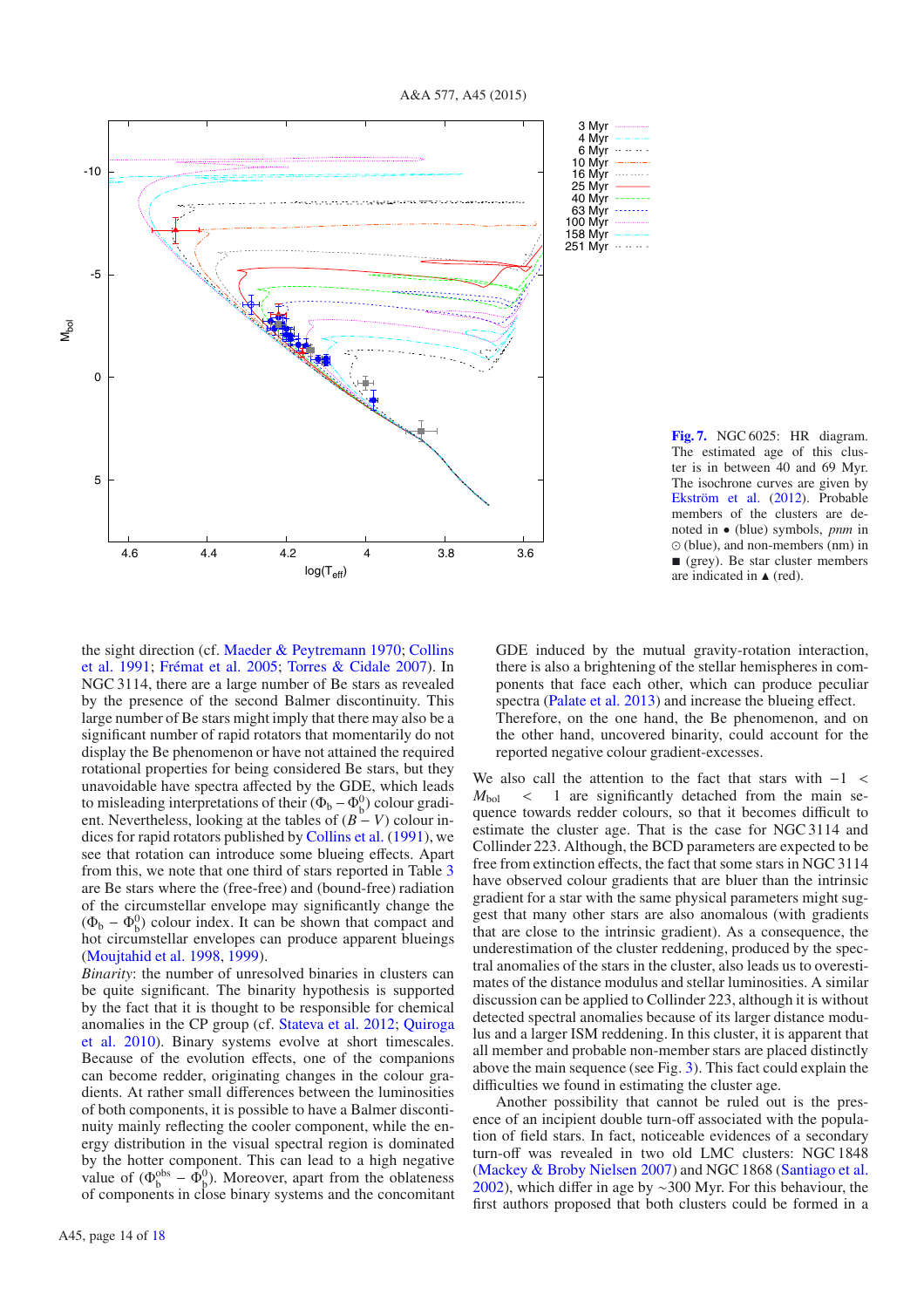**Fig. 7.** NGC 6025: HR diagram. The estimated age of this cluster is in between 40 and 69 Myr. The isochrone curves are given by Ekström et al. (2012). Probable members of the clusters are denoted in • (blue) symbols, *pnm* in ⊙ (blue), and non-members (nm) in ■ (grey). Be star cluster members are indicated in ▲ (red).

the sight direction (cf. Maeder & Peytremann 1970; Collins et al. 1991; Frémat et al. 2005; Torres & Cidale 2007). In NGC 3114, there are a large number of Be stars as revealed by the presence of the second Balmer discontinuity. This large number of Be stars might imply that there may also be a significant number of rapid rotators that momentarily do not display the Be phenomenon or have not attained the required rotational properties for being considered Be stars, but they unavoidable have spectra affected by the GDE, which leads to misleading interpretations of their $(\Phi_b - \Phi_b^0)$ colour gradient. Nevertheless, looking at the tables of $(B - V)$ colour indices for rapid rotators published by Collins et al. (1991), we see that rotation can introduce some blueing effects. Apart from this, we note that one third of stars reported in Table 3 are Be stars where the (free-free) and (bound-free) radiation of the circumstellar envelope may significantly change the $(\Phi_b - \Phi_b^0)$ colour index. It can be shown that compact and hot circumstellar envelopes can produce apparent blueings (Moujtahid et al. 1998, 1999).

*Binarity*: the number of unresolved binaries in clusters can be quite significant. The binarity hypothesis is supported by the fact that it is thought to be responsible for chemical anomalies in the CP group (cf. Stateva et al. 2012; Quiroga et al. 2010). Binary systems evolve at short timescales. Because of the evolution effects, one of the companions can become redder, originating changes in the colour gradients. At rather small differences between the luminosities of both components, it is possible to have a Balmer discontinuity mainly reflecting the cooler component, while the energy distribution in the visual spectral region is dominated by the hotter component. This can lead to a high negative value of $(\Phi_b^{obs} - \Phi_b^0)$. Moreover, apart from the oblateness of components in close binary systems and the concomitant GDE induced by the mutual gravity-rotation interaction, there is also a brightening of the stellar hemispheres in components that face each other, which can produce peculiar spectra (Palate et al. 2013) and increase the blueing effect.

Therefore, on the one hand, the Be phenomenon, and on the other hand, uncovered binarity, could account for the reported negative colour gradient-excesses.

We also call the attention to the fact that stars with $-1 < M_{bol} < 1$ are significantly detached from the main sequence towards redder colours, so that it becomes difficult to estimate the cluster age. That is the case for NGC 3114 and Collinder 223. Although, the BCD parameters are expected to be free from extinction effects, the fact that some stars in NGC 3114 have observed colour gradients that are bluer than the intrinsic gradient for a star with the same physical parameters might suggest that many other stars are also anomalous (with gradients that are close to the intrinsic gradient). As a consequence, the underestimation of the cluster reddening, produced by the spectral anomalies of the stars in the cluster, also leads us to overestimates of the distance modulus and stellar luminosities. A similar discussion can be applied to Collinder 223, although it is without detected spectral anomalies because of its larger distance modulus and a larger ISM reddening. In this cluster, it is apparent that all member and probable non-member stars are placed distinctly above the main sequence (see Fig. 3). This fact could explain the difficulties we found in estimating the cluster age.

Another possibility that cannot be ruled out is the presence of an incipient double turn-off associated with the population of field stars. In fact, noticeable evidences of a secondary turn-off was revealed in two old LMC clusters: NGC 1848 (Mackey & Broby Nielsen 2007) and NGC 1868 (Santiago et al. 2002), which differ in age by ~300 Myr. For this behaviour, the first authors proposed that both clusters could be formed in a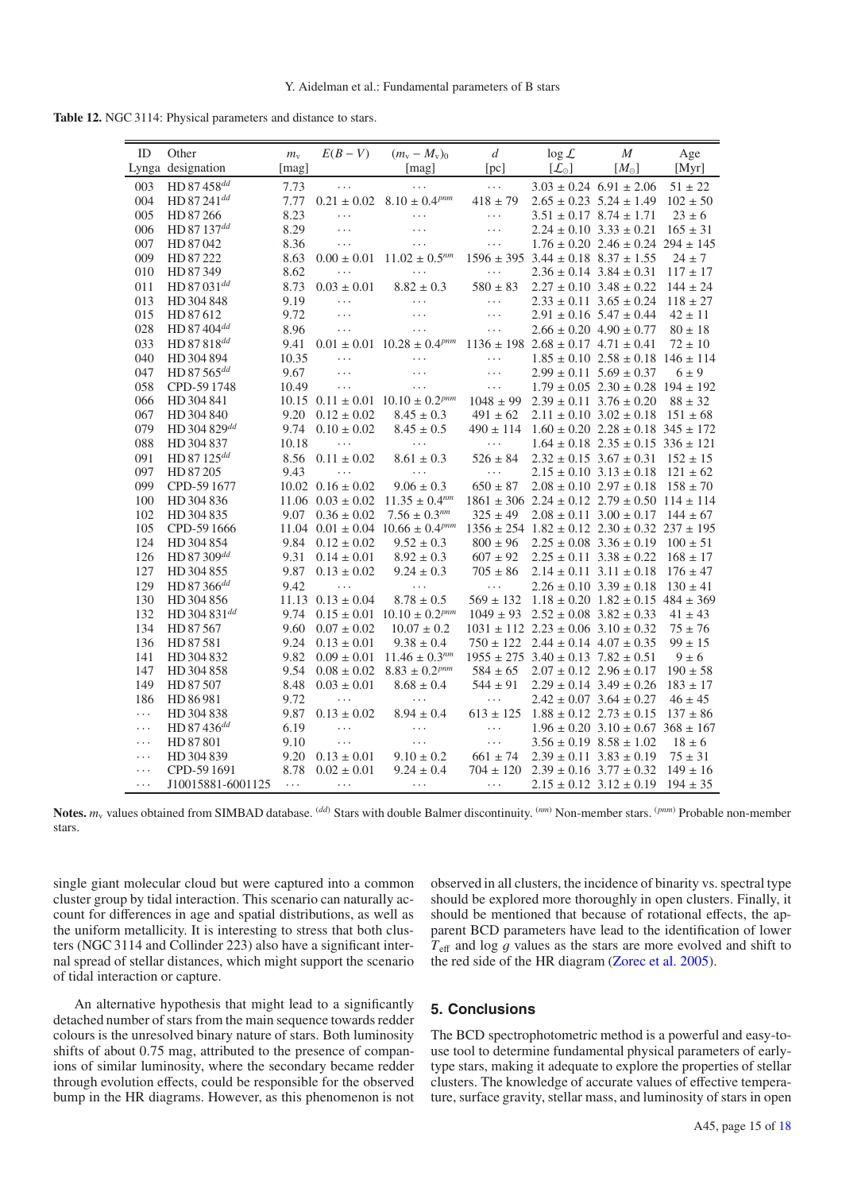**Table 12.** NGC 3114: Physical parameters and distance to stars.

| ID Lynga | Other designation | $m_v$ [mag] | $E(B-V)$ | $(m_v - M_v)_0$ [mag] | $d$ [pc] | $\log \mathcal{L}$ [$\mathcal{L}_\odot$] | $M$ [$M_\odot$] | Age [Myr] |
|---|---|---|---|---|---|---|---|---|
| 003 | HD 87 458$^{dd}$ | 7.73 | ... | ... | ... | $3.03 \pm 0.24$ | $6.91 \pm 2.06$ | $51 \pm 22$ |
| 004 | HD 87 241$^{dd}$ | 7.77 | $0.21 \pm 0.02$ | $8.10 \pm 0.4^{pnm}$ | $418 \pm 79$ | $2.65 \pm 0.23$ | $5.24 \pm 1.49$ | $102 \pm 50$ |
| 005 | HD 87 266 | 8.23 | ... | ... | ... | $3.51 \pm 0.17$ | $8.74 \pm 1.71$ | $23 \pm 6$ |
| 006 | HD 87 137$^{dd}$ | 8.29 | ... | ... | ... | $2.24 \pm 0.10$ | $3.33 \pm 0.21$ | $165 \pm 31$ |
| 007 | HD 87 042 | 8.36 | ... | ... | ... | $1.76 \pm 0.20$ | $2.46 \pm 0.24$ | $294 \pm 145$ |
| 009 | HD 87 222 | 8.63 | $0.00 \pm 0.01$ | $11.02 \pm 0.5^{nm}$ | $1596 \pm 395$ | $3.44 \pm 0.18$ | $8.37 \pm 1.55$ | $24 \pm 7$ |
| 010 | HD 87 349 | 8.62 | ... | ... | ... | $2.36 \pm 0.14$ | $3.84 \pm 0.31$ | $117 \pm 17$ |
| 011 | HD 87 031$^{dd}$ | 8.73 | $0.03 \pm 0.01$ | $8.82 \pm 0.3$ | $580 \pm 83$ | $2.27 \pm 0.10$ | $3.48 \pm 0.22$ | $144 \pm 24$ |
| 013 | HD 304 848 | 9.19 | ... | ... | ... | $2.33 \pm 0.11$ | $3.65 \pm 0.24$ | $118 \pm 27$ |
| 015 | HD 87 612 | 9.72 | ... | ... | ... | $2.91 \pm 0.16$ | $5.47 \pm 0.44$ | $42 \pm 11$ |
| 028 | HD 87 404$^{dd}$ | 8.96 | ... | ... | ... | $2.66 \pm 0.20$ | $4.90 \pm 0.77$ | $80 \pm 18$ |
| 033 | HD 87 818$^{dd}$ | 9.41 | $0.01 \pm 0.01$ | $10.28 \pm 0.4^{pnm}$ | $1136 \pm 198$ | $2.68 \pm 0.17$ | $4.71 \pm 0.41$ | $72 \pm 10$ |
| 040 | HD 304 894 | 10.35 | ... | ... | ... | $1.85 \pm 0.10$ | $2.58 \pm 0.18$ | $146 \pm 114$ |
| 047 | HD 87 565$^{dd}$ | 9.67 | ... | ... | ... | $2.99 \pm 0.11$ | $5.69 \pm 0.37$ | $6 \pm 9$ |
| 058 | CPD-59 1748 | 10.49 | ... | ... | ... | $1.79 \pm 0.05$ | $2.30 \pm 0.28$ | $194 \pm 192$ |
| 066 | HD 304 841 | 10.15 | $0.11 \pm 0.01$ | $10.10 \pm 0.2^{pnm}$ | $1048 \pm 99$ | $2.39 \pm 0.11$ | $3.76 \pm 0.20$ | $88 \pm 32$ |
| 067 | HD 304 840 | 9.20 | $0.12 \pm 0.02$ | $8.45 \pm 0.3$ | $491 \pm 62$ | $2.11 \pm 0.10$ | $3.02 \pm 0.18$ | $151 \pm 68$ |
| 079 | HD 304 829$^{dd}$ | 9.74 | $0.10 \pm 0.02$ | $8.45 \pm 0.5$ | $490 \pm 114$ | $1.60 \pm 0.20$ | $2.28 \pm 0.18$ | $345 \pm 172$ |
| 088 | HD 304 837 | 10.18 | ... | ... | ... | $1.64 \pm 0.18$ | $2.35 \pm 0.15$ | $336 \pm 121$ |
| 091 | HD 87 125$^{dd}$ | 8.56 | $0.11 \pm 0.02$ | $8.61 \pm 0.3$ | $526 \pm 84$ | $2.32 \pm 0.15$ | $3.67 \pm 0.31$ | $152 \pm 15$ |
| 097 | HD 87 205 | 9.43 | ... | ... | ... | $2.15 \pm 0.10$ | $3.13 \pm 0.18$ | $121 \pm 62$ |
| 099 | CPD-59 1677 | 10.02 | $0.16 \pm 0.02$ | $9.06 \pm 0.3$ | $650 \pm 87$ | $2.08 \pm 0.10$ | $2.97 \pm 0.18$ | $158 \pm 70$ |
| 100 | HD 304 836 | 11.06 | $0.03 \pm 0.02$ | $11.35 \pm 0.4^{nm}$ | $1861 \pm 306$ | $2.24 \pm 0.12$ | $2.79 \pm 0.50$ | $114 \pm 114$ |
| 102 | HD 304 835 | 9.07 | $0.36 \pm 0.02$ | $7.56 \pm 0.3^{nm}$ | $325 \pm 49$ | $2.08 \pm 0.11$ | $3.00 \pm 0.17$ | $144 \pm 67$ |
| 105 | CPD-59 1666 | 11.04 | $0.01 \pm 0.04$ | $10.66 \pm 0.4^{pnm}$ | $1356 \pm 254$ | $1.82 \pm 0.12$ | $2.30 \pm 0.32$ | $237 \pm 195$ |
| 124 | HD 304 854 | 9.84 | $0.12 \pm 0.02$ | $9.52 \pm 0.3$ | $800 \pm 96$ | $2.25 \pm 0.08$ | $3.36 \pm 0.19$ | $100 \pm 51$ |
| 126 | HD 87 309$^{dd}$ | 9.31 | $0.14 \pm 0.01$ | $8.92 \pm 0.3$ | $607 \pm 92$ | $2.25 \pm 0.11$ | $3.38 \pm 0.22$ | $168 \pm 17$ |
| 127 | HD 304 855 | 9.87 | $0.13 \pm 0.02$ | $9.24 \pm 0.3$ | $705 \pm 86$ | $2.14 \pm 0.11$ | $3.11 \pm 0.18$ | $176 \pm 47$ |
| 129 | HD 87 366$^{dd}$ | 9.42 | ... | ... | ... | $2.26 \pm 0.10$ | $3.39 \pm 0.18$ | $130 \pm 41$ |
| 130 | HD 304 856 | 11.13 | $0.13 \pm 0.04$ | $8.78 \pm 0.5$ | $569 \pm 132$ | $1.18 \pm 0.20$ | $1.82 \pm 0.15$ | $484 \pm 369$ |
| 132 | HD 304 831$^{dd}$ | 9.74 | $0.15 \pm 0.01$ | $10.10 \pm 0.2^{pnm}$ | $1049 \pm 93$ | $2.52 \pm 0.08$ | $3.82 \pm 0.33$ | $41 \pm 43$ |
| 134 | HD 87 567 | 9.60 | $0.07 \pm 0.02$ | $10.07 \pm 0.2$ | $1031 \pm 112$ | $2.23 \pm 0.06$ | $3.10 \pm 0.32$ | $75 \pm 76$ |
| 136 | HD 87 581 | 9.24 | $0.13 \pm 0.01$ | $9.38 \pm 0.4$ | $750 \pm 122$ | $2.44 \pm 0.14$ | $4.07 \pm 0.35$ | $99 \pm 15$ |
| 141 | HD 304 832 | 9.82 | $0.09 \pm 0.01$ | $11.46 \pm 0.3^{nm}$ | $1955 \pm 275$ | $3.40 \pm 0.13$ | $7.82 \pm 0.51$ | $9 \pm 6$ |
| 147 | HD 304 858 | 9.54 | $0.08 \pm 0.02$ | $8.83 \pm 0.2^{pnm}$ | $584 \pm 65$ | $2.07 \pm 0.12$ | $2.96 \pm 0.17$ | $190 \pm 58$ |
| 149 | HD 87 507 | 8.48 | $0.03 \pm 0.01$ | $8.68 \pm 0.4$ | $544 \pm 91$ | $2.29 \pm 0.14$ | $3.49 \pm 0.26$ | $183 \pm 17$ |
| 186 | HD 86 981 | 9.72 | ... | ... | ... | $2.42 \pm 0.07$ | $3.64 \pm 0.27$ | $46 \pm 45$ |
| ... | HD 304 838 | 9.87 | $0.13 \pm 0.02$ | $8.94 \pm 0.4$ | $613 \pm 125$ | $1.88 \pm 0.12$ | $2.73 \pm 0.15$ | $137 \pm 86$ |
| ... | HD 87 436$^{dd}$ | 6.19 | ... | ... | ... | $1.96 \pm 0.20$ | $3.10 \pm 0.67$ | $368 \pm 167$ |
| ... | HD 87 801 | 9.10 | ... | ... | ... | $3.56 \pm 0.19$ | $8.58 \pm 1.02$ | $18 \pm 6$ |
| ... | HD 304 839 | 9.20 | $0.13 \pm 0.01$ | $9.10 \pm 0.2$ | $661 \pm 74$ | $2.39 \pm 0.11$ | $3.83 \pm 0.19$ | $75 \pm 31$ |
| ... | CPD-59 1691 | 8.78 | $0.02 \pm 0.01$ | $9.24 \pm 0.4$ | $704 \pm 120$ | $2.39 \pm 0.16$ | $3.77 \pm 0.32$ | $149 \pm 16$ |
| ... | J10015881-6001125 | ... | ... | ... | ... | $2.15 \pm 0.12$ | $3.12 \pm 0.19$ | $194 \pm 35$ |

**Notes.** $m_v$ values obtained from SIMBAD database. [(dd)] Stars with double Balmer discontinuity. [(nm)] Non-member stars. [(pnm)] Probable non-member stars.

single giant molecular cloud but were captured into a common cluster group by tidal interaction. This scenario can naturally account for differences in age and spatial distributions, as well as the uniform metallicity. It is interesting to stress that both clusters (NGC 3114 and Collinder 223) also have a significant internal spread of stellar distances, which might support the scenario of tidal interaction or capture.

An alternative hypothesis that might lead to a significantly detached number of stars from the main sequence towards redder colours is the unresolved binary nature of stars. Both luminosity shifts of about 0.75 mag, attributed to the presence of companions of similar luminosity, where the secondary became redder through evolution effects, could be responsible for the observed bump in the HR diagrams. However, as this phenomenon is not observed in all clusters, the incidence of binarity vs. spectral type should be explored more thoroughly in open clusters. Finally, it should be mentioned that because of rotational effects, the apparent BCD parameters have lead to the identification of lower $T_{\rm eff}$ and $\log g$ values as the stars are more evolved and shift to the red side of the HR diagram (Zorec et al. 2005).

## 5. Conclusions

The BCD spectrophotometric method is a powerful and easy-to-use tool to determine fundamental physical parameters of early-type stars, making it adequate to explore the properties of stellar clusters. The knowledge of accurate values of effective temperature, surface gravity, stellar mass, and luminosity of stars in open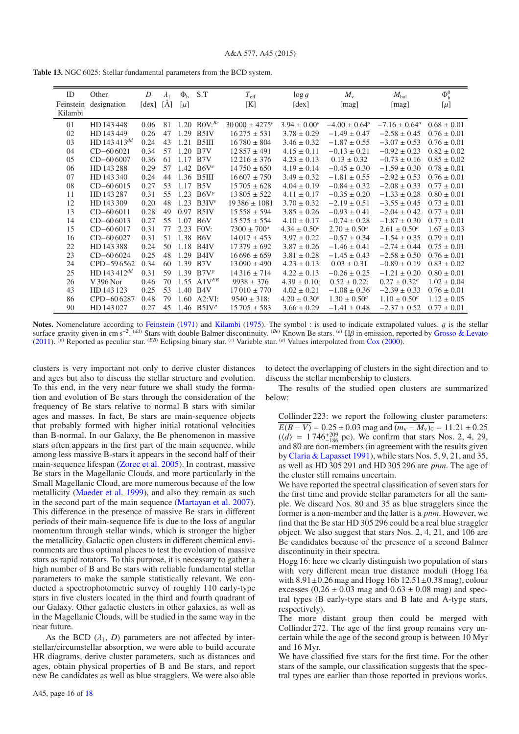**Table 13.** NGC 6025: Stellar fundamental parameters from the BCD system.

| ID Feinstein Kilambi | Other designation | $D$ [dex] | $\lambda_1$ [Å] | $\Phi_b$ [$\mu$] | S.T | $T_{\rm eff}$ [K] | $\log g$ [dex] | $M_v$ [mag] | $M_{\rm bol}$ [mag] | $\Phi_b^0$ [$\mu$] |
|---|---|---|---|---|---|---|---|---|---|---|
| 01 | HD 143 448 | 0.06 | 81 | 1.20 | B0V:$^{Be}$ | $30\,000 \pm 4275^a$ | $3.94 \pm 0.00^a$ | $-4.00 \pm 0.64^a$ | $-7.16 \pm 0.64^a$ | $0.68 \pm 0.01$ |
| 02 | HD 143 449 | 0.26 | 47 | 1.29 | B5IV | $16\,275 \pm 531$ | $3.78 \pm 0.29$ | $-1.49 \pm 0.47$ | $-2.58 \pm 0.45$ | $0.76 \pm 0.01$ |
| 03 | HD 143 413$^{dd}$ | 0.24 | 43 | 1.21 | B5III | $16\,780 \pm 804$ | $3.46 \pm 0.32$ | $-1.87 \pm 0.55$ | $-3.07 \pm 0.53$ | $0.76 \pm 0.01$ |
| 04 | CD−60 6021 | 0.34 | 57 | 1.20 | B7V | $12\,857 \pm 491$ | $4.15 \pm 0.11$ | $-0.13 \pm 0.21$ | $-0.92 \pm 0.23$ | $0.82 \pm 0.02$ |
| 05 | CD−60 6007 | 0.36 | 61 | 1.17 | B7V | $12\,216 \pm 376$ | $4.23 \pm 0.13$ | $0.13 \pm 0.32$ | $-0.73 \pm 0.16$ | $0.85 \pm 0.02$ |
| 06 | HD 143 288 | 0.29 | 57 | 1.42 | B6V$^e$ | $14\,750 \pm 650$ | $4.19 \pm 0.14$ | $-0.45 \pm 0.30$ | $-1.59 \pm 0.30$ | $0.78 \pm 0.01$ |
| 07 | HD 143 340 | 0.24 | 44 | 1.36 | B5III | $16\,607 \pm 750$ | $3.49 \pm 0.32$ | $-1.81 \pm 0.55$ | $-2.92 \pm 0.53$ | $0.76 \pm 0.01$ |
| 08 | CD−60 6015 | 0.27 | 53 | 1.17 | B5V | $15\,705 \pm 628$ | $4.04 \pm 0.19$ | $-0.84 \pm 0.32$ | $-2.08 \pm 0.33$ | $0.77 \pm 0.01$ |
| 11 | HD 143 287 | 0.31 | 55 | 1.23 | B6V$^p$ | $13\,805 \pm 522$ | $4.11 \pm 0.17$ | $-0.35 \pm 0.20$ | $-1.33 \pm 0.28$ | $0.80 \pm 0.01$ |
| 12 | HD 143 309 | 0.20 | 48 | 1.23 | B3IV$^v$ | $19\,386 \pm 1081$ | $3.70 \pm 0.32$ | $-2.19 \pm 0.51$ | $-3.55 \pm 0.45$ | $0.73 \pm 0.01$ |
| 13 | CD−60 6011 | 0.28 | 49 | 0.97 | B5IV | $15\,558 \pm 594$ | $3.85 \pm 0.26$ | $-0.93 \pm 0.41$ | $-2.04 \pm 0.42$ | $0.77 \pm 0.01$ |
| 14 | CD−60 6013 | 0.27 | 55 | 1.07 | B6V | $15\,575 \pm 554$ | $4.10 \pm 0.17$ | $-0.74 \pm 0.28$ | $-1.87 \pm 0.30$ | $0.77 \pm 0.01$ |
| 15 | CD−60 6017 | 0.31 | 77 | 2.23 | F0V: | $7300 \pm 700^a$ | $4.34 \pm 0.50^a$ | $2.70 \pm 0.50^a$ | $2.61 \pm 0.50^a$ | $1.67 \pm 0.03$ |
| 16 | CD−60 6027 | 0.31 | 51 | 1.38 | B6V | $14\,017 \pm 453$ | $3.97 \pm 0.22$ | $-0.57 \pm 0.34$ | $-1.54 \pm 0.35$ | $0.79 \pm 0.01$ |
| 22 | HD 143 388 | 0.24 | 50 | 1.18 | B4IV | $17\,379 \pm 692$ | $3.87 \pm 0.26$ | $-1.46 \pm 0.41$ | $-2.74 \pm 0.44$ | $0.75 \pm 0.01$ |
| 23 | CD−60 6024 | 0.25 | 48 | 1.29 | B4IV | $16\,696 \pm 659$ | $3.81 \pm 0.28$ | $-1.45 \pm 0.43$ | $-2.58 \pm 0.50$ | $0.76 \pm 0.01$ |
| 24 | CPD−59 6562 | 0.34 | 60 | 1.39 | B7V | $13\,090 \pm 490$ | $4.23 \pm 0.13$ | $0.03 \pm 0.31$ | $-0.89 \pm 0.19$ | $0.83 \pm 0.02$ |
| 25 | HD 143 412$^{dd}$ | 0.31 | 59 | 1.39 | B7V$^p$ | $14\,316 \pm 714$ | $4.22 \pm 0.13$ | $-0.26 \pm 0.25$ | $-1.21 \pm 0.20$ | $0.80 \pm 0.01$ |
| 26 | V 396 Nor | 0.46 | 70 | 1.55 | A1V$^{EB}$ | $9938 \pm 376$ | $4.39 \pm 0.10$: | $0.52 \pm 0.22$: | $0.27 \pm 0.32^a$ | $1.02 \pm 0.04$ |
| 43 | HD 143 123 | 0.25 | 53 | 1.40 | B4V | $17\,010 \pm 770$ | $4.02 \pm 0.21$ | $-1.08 \pm 0.36$ | $-2.39 \pm 0.33$ | $0.76 \pm 0.01$ |
| 86 | CPD−60 6287 | 0.48 | 79 | 1.60 | A2:VI: | $9540 \pm 318$: | $4.20 \pm 0.30^a$ | $1.30 \pm 0.50^a$ | $1.10 \pm 0.50^a$ | $1.12 \pm 0.05$ |
| 90 | HD 143 027 | 0.27 | 45 | 1.46 | B5IV$^p$ | $15\,705 \pm 583$ | $3.66 \pm 0.29$ | $-1.41 \pm 0.48$ | $-2.37 \pm 0.52$ | $0.77 \pm 0.01$ |

**Notes.** Nomenclature according to Feinstein (1971) and Kilambi (1975). The symbol : is used to indicate extrapolated values. $g$ is the stellar surface gravity given in cm s$^{-2}$. [dd] Stars with double Balmer discontinuity. [Be] Known Be stars. [e] H$\beta$ in emission, reported by Grosso & Levato (2011). [p] Reported as peculiar star. [EB] Eclipsing binary star. [v] Variable star. [a] Values interpolated from Cox (2000).

clusters is very important not only to derive cluster distances and ages but also to discuss the stellar structure and evolution. To this end, in the very near future we shall study the formation and evolution of Be stars through the consideration of the frequency of Be stars relative to normal B stars with similar ages and masses. In fact, Be stars are main-sequence objects that probably formed with higher initial rotational velocities than B-normal. In our Galaxy, the Be phenomenon in massive stars often appears in the first part of the main sequence, while among less massive B-stars it appears in the second half of their main-sequence lifespan (Zorec et al. 2005). In contrast, massive Be stars in the Magellanic Clouds, and more particularly in the Small Magellanic Cloud, are more numerous because of the low metallicity (Maeder et al. 1999), and also they remain as such in the second part of the main sequence (Martayan et al. 2007). This difference in the presence of massive Be stars in different periods of their main-sequence life is due to the loss of angular momentum through stellar winds, which is stronger the higher the metallicity. Galactic open clusters in different chemical environments are thus optimal places to test the evolution of massive stars as rapid rotators. To this purpose, it is necessary to gather a high number of B and Be stars with reliable fundamental stellar parameters to make the sample statistically relevant. We conducted a spectrophotometric survey of roughly 110 early-type stars in five clusters located in the third and fourth quadrant of our Galaxy. Other galactic clusters in other galaxies, as well as in the Magellanic Clouds, will be studied in the same way in the near future.

As the BCD ($\lambda_1$, $D$) parameters are not affected by interstellar/circumstellar absorption, we were able to build accurate HR diagrams, derive cluster parameters, such as distances and ages, obtain physical properties of B and Be stars, and report new Be candidates as well as blue stragglers. We were also able to detect the overlapping of clusters in the sight direction and to discuss the stellar membership to clusters.

The results of the studied open clusters are summarized below:

Collinder 223: we report the following cluster parameters: $\overline{E(B-V)} = 0.25 \pm 0.03$ mag and $\overline{(m_v - M_v)_0} = 11.21 \pm 0.25$ ($\langle d \rangle = 1\,746^{+209}_{-186}$ pc). We confirm that stars Nos. 2, 4, 29, and 80 are non-members (in agreement with the results given by Claria & Lapasset 1991), while stars Nos. 5, 9, 21, and 35, as well as HD 305 291 and HD 305 296 are *pnm*. The age of the cluster still remains uncertain.
We have reported the spectral classification of seven stars for the first time and provide stellar parameters for all the sample. We discard Nos. 80 and 35 as blue stragglers since the former is a non-member and the latter is a *pnm*. However, we find that the Be star HD 305 296 could be a real blue straggler object. We also suggest that stars Nos. 2, 4, 21, and 106 are Be candidates because of the presence of a second Balmer discontinuity in their spectra.
Hogg 16: here we clearly distinguish two population of stars with very different mean true distance moduli (Hogg 16a with $8.91 \pm 0.26$ mag and Hogg 16b $12.51 \pm 0.38$ mag), colour excesses ($0.26 \pm 0.03$ mag and $0.63 \pm 0.08$ mag) and spectral types (B early-type stars and B late and A-type stars, respectively).
The more distant group then could be merged with Collinder 272. The age of the first group remains very uncertain while the age of the second group is between 10 Myr and 16 Myr.
We have classified five stars for the first time. For the other stars of the sample, our classification suggests that the spectral types are earlier than those reported in previous works.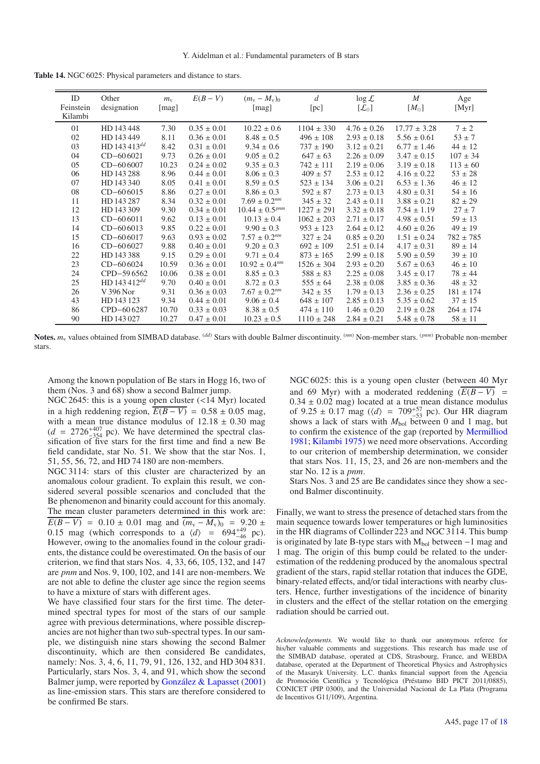**Table 14.** NGC 6025: Physical parameters and distance to stars.

| ID Feinstein Kilambi | Other designation | $m_v$ [mag] | $E(B-V)$ | $(m_v - M_v)_0$ [mag] | $d$ [pc] | $\log \mathcal{L}$ [$\mathcal{L}_\odot$] | $M$ [$M_\odot$] | Age [Myr] |
|---|---|---|---|---|---|---|---|---|
| 01 | HD 143 448 | 7.30 | 0.35 ± 0.01 | 10.22 ± 0.6 | 1104 ± 330 | 4.76 ± 0.26 | 17.77 ± 3.28 | 7 ± 2 |
| 02 | HD 143 449 | 8.11 | 0.36 ± 0.01 | 8.48 ± 0.5 | 496 ± 108 | 2.93 ± 0.18 | 5.56 ± 0.61 | 53 ± 7 |
| 03 | HD 143 413[dd] | 8.42 | 0.31 ± 0.01 | 9.34 ± 0.6 | 737 ± 190 | 3.12 ± 0.21 | 6.77 ± 1.46 | 44 ± 12 |
| 04 | CD−60 6021 | 9.73 | 0.26 ± 0.01 | 9.05 ± 0.2 | 647 ± 63 | 2.26 ± 0.09 | 3.47 ± 0.15 | 107 ± 34 |
| 05 | CD−60 6007 | 10.23 | 0.24 ± 0.02 | 9.35 ± 0.3 | 742 ± 111 | 2.19 ± 0.06 | 3.19 ± 0.18 | 113 ± 60 |
| 06 | HD 143 288 | 8.96 | 0.44 ± 0.01 | 8.06 ± 0.3 | 409 ± 57 | 2.53 ± 0.12 | 4.16 ± 0.22 | 53 ± 28 |
| 07 | HD 143 340 | 8.05 | 0.41 ± 0.01 | 8.59 ± 0.5 | 523 ± 134 | 3.06 ± 0.21 | 6.53 ± 1.36 | 46 ± 12 |
| 08 | CD−60 6015 | 8.86 | 0.27 ± 0.01 | 8.86 ± 0.3 | 592 ± 87 | 2.73 ± 0.13 | 4.80 ± 0.31 | 54 ± 16 |
| 11 | HD 143 287 | 8.34 | 0.32 ± 0.01 | 7.69 ± 0.2[nm] | 345 ± 32 | 2.43 ± 0.11 | 3.88 ± 0.21 | 82 ± 29 |
| 12 | HD 143 309 | 9.30 | 0.34 ± 0.01 | 10.44 ± 0.5[pnm] | 1227 ± 291 | 3.32 ± 0.18 | 7.54 ± 1.19 | 27 ± 7 |
| 13 | CD−60 6011 | 9.62 | 0.13 ± 0.01 | 10.13 ± 0.4 | 1062 ± 203 | 2.71 ± 0.17 | 4.98 ± 0.51 | 59 ± 13 |
| 14 | CD−60 6013 | 9.85 | 0.22 ± 0.01 | 9.90 ± 0.3 | 953 ± 123 | 2.64 ± 0.12 | 4.60 ± 0.26 | 49 ± 19 |
| 15 | CD−60 6017 | 9.63 | 0.93 ± 0.02 | 7.57 ± 0.2[nm] | 327 ± 24 | 0.85 ± 0.20 | 1.51 ± 0.24 | 782 ± 785 |
| 16 | CD−60 6027 | 9.88 | 0.40 ± 0.01 | 9.20 ± 0.3 | 692 ± 109 | 2.51 ± 0.14 | 4.17 ± 0.31 | 89 ± 14 |
| 22 | HD 143 388 | 9.15 | 0.29 ± 0.01 | 9.71 ± 0.4 | 873 ± 165 | 2.99 ± 0.18 | 5.90 ± 0.59 | 39 ± 10 |
| 23 | CD−60 6024 | 10.59 | 0.36 ± 0.01 | 10.92 ± 0.4[nm] | 1526 ± 304 | 2.93 ± 0.20 | 5.67 ± 0.63 | 46 ± 10 |
| 24 | CPD−59 6562 | 10.06 | 0.38 ± 0.01 | 8.85 ± 0.3 | 588 ± 83 | 2.25 ± 0.08 | 3.45 ± 0.17 | 78 ± 44 |
| 25 | HD 143 412[dd] | 9.70 | 0.40 ± 0.01 | 8.72 ± 0.3 | 555 ± 64 | 2.38 ± 0.08 | 3.85 ± 0.36 | 48 ± 32 |
| 26 | V 396 Nor | 9.31 | 0.36 ± 0.03 | 7.67 ± 0.2[nm] | 342 ± 35 | 1.79 ± 0.13 | 2.36 ± 0.25 | 181 ± 174 |
| 43 | HD 143 123 | 9.34 | 0.44 ± 0.01 | 9.06 ± 0.4 | 648 ± 107 | 2.85 ± 0.13 | 5.35 ± 0.62 | 37 ± 15 |
| 86 | CPD−60 6287 | 10.70 | 0.33 ± 0.03 | 8.38 ± 0.5 | 474 ± 110 | 1.46 ± 0.20 | 2.19 ± 0.28 | 264 ± 174 |
| 90 | HD 143 027 | 10.27 | 0.47 ± 0.01 | 10.23 ± 0.5 | 1110 ± 248 | 2.84 ± 0.21 | 5.48 ± 0.78 | 58 ± 11 |

**Notes.** $m_v$ values obtained from SIMBAD database. [dd] Stars with double Balmer discontinuity. [nm] Non-member stars. [pnm] Probable non-member stars.

Among the known population of Be stars in Hogg 16, two of them (Nos. 3 and 68) show a second Balmer jump.

NGC 2645: this is a young open cluster (<14 Myr) located in a high reddening region, $\overline{E(B-V)} = 0.58 \pm 0.05$ mag, with a mean true distance modulus of $12.18 \pm 0.30$ mag ($d = 2726^{+407}_{-354}$ pc). We have determined the spectral classification of five stars for the first time and find a new Be field candidate, star No. 51. We show that the star Nos. 1, 51, 55, 56, 72, and HD 74 180 are non-members.

NGC 3114: stars of this cluster are characterized by an anomalous colour gradient. To explain this result, we considered several possible scenarios and concluded that the Be phenomenon and binarity could account for this anomaly. The mean cluster parameters determined in this work are: $\overline{E(B-V)} = 0.10 \pm 0.01$ mag and $\overline{(m_v - M_v)_0} = 9.20 \pm 0.15$ mag (which corresponds to a $\langle d \rangle = 694^{+49}_{-46}$ pc). However, owing to the anomalies found in the colour gradients, the distance could be overestimated. On the basis of our criterion, we find that stars Nos. 4, 33, 66, 105, 132, and 147 are *pnm* and Nos. 9, 100, 102, and 141 are non-members. We are not able to define the cluster age since the region seems to have a mixture of stars with different ages.

We have classified four stars for the first time. The determined spectral types for most of the stars of our sample agree with previous determinations, where possible discrepancies are not higher than two sub-spectral types. In our sample, we distinguish nine stars showing the second Balmer discontinuity, which are then considered Be candidates, namely: Nos. 3, 4, 6, 11, 79, 91, 126, 132, and HD 304 831. Particularly, stars Nos. 3, 4, and 91, which show the second Balmer jump, were reported by González & Lapasset (2001) as line-emission stars. This stars are therefore considered to be confirmed Be stars.

NGC 6025: this is a young open cluster (between 40 Myr and 69 Myr) with a moderated reddening ($\overline{E(B-V)} = 0.34 \pm 0.02$ mag) located at a true mean distance modulus of $9.25 \pm 0.17$ mag ($\langle d \rangle = 709^{+57}_{-53}$ pc). Our HR diagram shows a lack of stars with $M_{bol}$ between 0 and 1 mag, but to confirm the existence of the gap (reported by Mermilliod 1981; Kilambi 1975) we need more observations. According to our criterion of membership determination, we consider that stars Nos. 11, 15, 23, and 26 are non-members and the star No. 12 is a *pnm*.

Stars Nos. 3 and 25 are Be candidates since they show a second Balmer discontinuity.

Finally, we want to stress the presence of detached stars from the main sequence towards lower temperatures or high luminosities in the HR diagrams of Collinder 223 and NGC 3114. This bump is originated by late B-type stars with $M_{bol}$ between −1 mag and 1 mag. The origin of this bump could be related to the underestimation of the reddening produced by the anomalous spectral gradient of the stars, rapid stellar rotation that induces the GDE, binary-related effects, and/or tidal interactions with nearby clusters. Hence, further investigations of the incidence of binarity in clusters and the effect of the stellar rotation on the emerging radiation should be carried out.

*Acknowledgements.* We would like to thank our anonymous referee for his/her valuable comments and suggestions. This research has made use of the SIMBAD database, operated at CDS, Strasbourg, France, and WEBDA database, operated at the Department of Theoretical Physics and Astrophysics of the Masaryk University. L.C. thanks financial support from the Agencia de Promoción Científica y Tecnológica (Préstamo BID PICT 2011/0885), CONICET (PIP 0300), and the Universidad Nacional de La Plata (Programa de Incentivos G11/109), Argentina.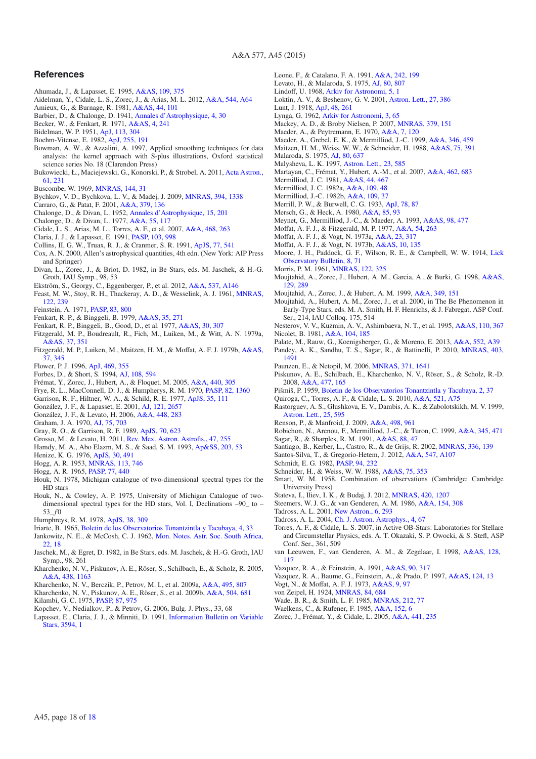## References

Ahumada, J., & Lapasset, E. 1995, A&AS, 109, 375
Aidelman, Y., Cidale, L. S., Zorec, J., & Arias, M. L. 2012, A&A, 544, A64
Amieux, G., & Burnage, R. 1981, A&AS, 44, 101
Barbier, D., & Chalonge, D. 1941, Annales d'Astrophysique, 4, 30
Becker, W., & Fenkart, R. 1971, A&AS, 4, 241
Bidelman, W. P. 1951, ApJ, 113, 304
Boehm-Vitense, E. 1982, ApJ, 255, 191
Bowman, A. W., & Azzalini, A. 1997, Applied smoothing techniques for data analysis: the kernel approach with S-plus illustrations, Oxford statistical science series No. 18 (Clarendon Press)
Bukowiecki, Ł., Maciejewski, G., Konorski, P., & Strobel, A. 2011, Acta Astron., 61, 231
Buscombe, W. 1969, MNRAS, 144, 31
Bychkov, V. D., Bychkova, L. V., & Madej, J. 2009, MNRAS, 394, 1338
Carraro, G., & Patat, F. 2001, A&A, 379, 136
Chalonge, D., & Divan, L. 1952, Annales d'Astrophysique, 15, 201
Chalonge, D., & Divan, L. 1977, A&A, 55, 117
Cidale, L. S., Arias, M. L., Torres, A. F., et al. 2007, A&A, 468, 263
Claria, J. J., & Lapasset, E. 1991, PASP, 103, 998
Collins, II, G. W., Truax, R. J., & Cranmer, S. R. 1991, ApJS, 77, 541
Cox, A. N. 2000, Allen's astrophysical quantities, 4th edn. (New York: AIP Press and Springer)
Divan, L., Zorec, J., & Briot, D. 1982, in Be Stars, eds. M. Jaschek, & H.-G. Groth, IAU Symp., 98, 53
Ekström, S., Georgy, C., Eggenberger, P., et al. 2012, A&A, 537, A146
Feast, M. W., Stoy, R. H., Thackeray, A. D., & Wesselink, A. J. 1961, MNRAS, 122, 239
Feinstein, A. 1971, PASP, 83, 800
Fenkart, R. P., & Binggeli, B. 1979, A&AS, 35, 271
Fenkart, R. P., Binggeli, B., Good, D., et al. 1977, A&AS, 30, 307
Fitzgerald, M. P., Boudreault, R., Fich, M., Luiken, M., & Witt, A. N. 1979a, A&AS, 37, 351
Fitzgerald, M. P., Luiken, M., Maitzen, H. M., & Moffat, A. F. J. 1979b, A&AS, 37, 345
Flower, P. J. 1996, ApJ, 469, 355
Forbes, D., & Short, S. 1994, AJ, 108, 594
Frémat, Y., Zorec, J., Hubert, A., & Floquet, M. 2005, A&A, 440, 305
Frye, R. L., MacConnell, D. J., & Humpherys, R. M. 1970, PASP, 82, 1360
Garrison, R. F., Hiltner, W. A., & Schild, R. E. 1977, ApJS, 35, 111
González, J. F., & Lapasset, E. 2001, AJ, 121, 2657
González, J. F., & Levato, H. 2006, A&A, 448, 283
Graham, J. A. 1970, AJ, 75, 703
Gray, R. O., & Garrison, R. F. 1989, ApJS, 70, 623
Grosso, M., & Levato, H. 2011, Rev. Mex. Astron. Astrofis., 47, 255
Hamdy, M. A., Abo Elazm, M. S., & Saad, S. M. 1993, Ap&SS, 203, 53
Henize, K. G. 1976, ApJS, 30, 491
Hogg, A. R. 1953, MNRAS, 113, 746
Hogg, A. R. 1965, PASP, 77, 440
Houk, N. 1978, Michigan catalogue of two-dimensional spectral types for the HD stars
Houk, N., & Cowley, A. P. 1975, University of Michigan Catalogue of two-dimensional spectral types for the HD stars, Vol. I, Declinations –90_ to –53_ƒ0
Humphreys, R. M. 1978, ApJS, 38, 309
Iriarte, B. 1965, Boletin de los Observatorios Tonantzintla y Tacubaya, 4, 33
Jankowitz, N. E., & McCosh, C. J. 1962, Mon. Notes. Astr. Soc. South Africa, 22, 18
Jaschek, M., & Egret, D. 1982, in Be Stars, eds. M. Jaschek, & H.-G. Groth, IAU Symp., 98, 261
Kharchenko, N. V., Piskunov, A. E., Röser, S., Schilbach, E., & Scholz, R. 2005, A&A, 438, 1163
Kharchenko, N. V., Berczik, P., Petrov, M. I., et al. 2009a, A&A, 495, 807
Kharchenko, N. V., Piskunov, A. E., Röser, S., et al. 2009b, A&A, 504, 681
Kilambi, G. C. 1975, PASP, 87, 975
Kopchev, V., Nedialkov, P., & Petrov, G. 2006, Bulg. J. Phys., 33, 68
Lapasset, E., Claria, J. J., & Minniti, D. 1991, Information Bulletin on Variable Stars, 3594, 1
Leone, F., & Catalano, F. A. 1991, A&A, 242, 199
Levato, H., & Malaroda, S. 1975, AJ, 80, 807
Lindoff, U. 1968, Arkiv for Astronomi, 5, 1
Loktin, A. V., & Beshenov, G. V. 2001, Astron. Lett., 27, 386
Lunt, J. 1918, ApJ, 48, 261
Lyngå, G. 1962, Arkiv for Astronomi, 3, 65
Mackey, A. D., & Broby Nielsen, P. 2007, MNRAS, 379, 151
Maeder, A., & Peytremann, E. 1970, A&A, 7, 120
Maeder, A., Grebel, E. K., & Mermilliod, J.-C. 1999, A&A, 346, 459
Maitzen, H. M., Weiss, W. W., & Schneider, H. 1988, A&AS, 75, 391
Malaroda, S. 1975, AJ, 80, 637
Malysheva, L. K. 1997, Astron. Lett., 23, 585
Martayan, C., Frémat, Y., Hubert, A.-M., et al. 2007, A&A, 462, 683
Mermilliod, J. C. 1981, A&AS, 44, 467
Mermilliod, J. C. 1982a, A&A, 109, 48
Mermilliod, J.-C. 1982b, A&A, 109, 37
Merrill, P. W., & Burwell, C. G. 1933, ApJ, 78, 87
Mersch, G., & Heck, A. 1980, A&A, 85, 93
Meynet, G., Mermilliod, J.-C., & Maeder, A. 1993, A&AS, 98, 477
Moffat, A. F. J., & Fitzgerald, M. P. 1977, A&A, 54, 263
Moffat, A. F. J., & Vogt, N. 1973a, A&A, 23, 317
Moffat, A. F. J., & Vogt, N. 1973b, A&AS, 10, 135
Moore, J. H., Paddock, G. F., Wilson, R. E., & Campbell, W. W. 1914, Lick Observatory Bulletin, 8, 71
Morris, P. M. 1961, MNRAS, 122, 325
Moujtahid, A., Zorec, J., Hubert, A. M., Garcia, A., & Burki, G. 1998, A&AS, 129, 289
Moujtahid, A., Zorec, J., & Hubert, A. M. 1999, A&A, 349, 151
Moujtahid, A., Hubert, A. M., Zorec, J., et al. 2000, in The Be Phenomenon in Early-Type Stars, eds. M. A. Smith, H. F. Henrichs, & J. Fabregat, ASP Conf. Ser., 214, IAU Colloq. 175, 514
Nesterov, V. V., Kuzmin, A. V., Ashimbaeva, N. T., et al. 1995, A&AS, 110, 367
Nicolet, B. 1981, A&A, 104, 185
Palate, M., Rauw, G., Koenigsberger, G., & Moreno, E. 2013, A&A, 552, A39
Pandey, A. K., Sandhu, T. S., Sagar, R., & Battinelli, P. 2010, MNRAS, 403, 1491
Paunzen, E., & Netopil, M. 2006, MNRAS, 371, 1641
Piskunov, A. E., Schilbach, E., Kharchenko, N. V., Röser, S., & Scholz, R.-D. 2008, A&A, 477, 165
Pišmiš, P. 1959, Boletin de los Observatorios Tonantzintla y Tacubaya, 2, 37
Quiroga, C., Torres, A. F., & Cidale, L. S. 2010, A&A, 521, A75
Rastorguev, A. S., Glushkova, E. V., Dambis, A. K., & Zabolotskikh, M. V. 1999, Astron. Lett., 25, 595
Renson, P., & Manfroid, J. 2009, A&A, 498, 961
Robichon, N., Arenou, F., Mermilliod, J.-C., & Turon, C. 1999, A&A, 345, 471
Sagar, R., & Sharples, R. M. 1991, A&AS, 88, 47
Santiago, B., Kerber, L., Castro, R., & de Grijs, R. 2002, MNRAS, 336, 139
Santos-Silva, T., & Gregorio-Hetem, J. 2012, A&A, 547, A107
Schmidt, E. G. 1982, PASP, 94, 232
Schneider, H., & Weiss, W. W. 1988, A&AS, 75, 353
Smart, W. M. 1958, Combination of observations (Cambridge: Cambridge University Press)
Stateva, I., Iliev, I. K., & Budaj, J. 2012, MNRAS, 420, 1207
Steemers, W. J. G., & van Genderen, A. M. 1986, A&A, 154, 308
Tadross, A. L. 2001, New Astron., 6, 293
Tadross, A. L. 2004, Ch. J. Astron. Astrophys., 4, 67
Torres, A. F., & Cidale, L. S. 2007, in Active OB-Stars: Laboratories for Stellare and Circumstellar Physics, eds. A. T. Okazaki, S. P. Owocki, & S. Stefl, ASP Conf. Ser., 361, 509
van Leeuwen, F., van Genderen, A. M., & Zegelaar, I. 1998, A&AS, 128, 117
Vazquez, R. A., & Feinstein, A. 1991, A&AS, 90, 317
Vazquez, R. A., Baume, G., Feinstein, A., & Prado, P. 1997, A&AS, 124, 13
Vogt, N., & Moffat, A. F. J. 1973, A&AS, 9, 97
von Zeipel, H. 1924, MNRAS, 84, 684
Wade, B. R., & Smith, L. F. 1985, MNRAS, 212, 77
Waelkens, C., & Rufener, F. 1985, A&A, 152, 6
Zorec, J., Frémat, Y., & Cidale, L. 2005, A&A, 441, 235